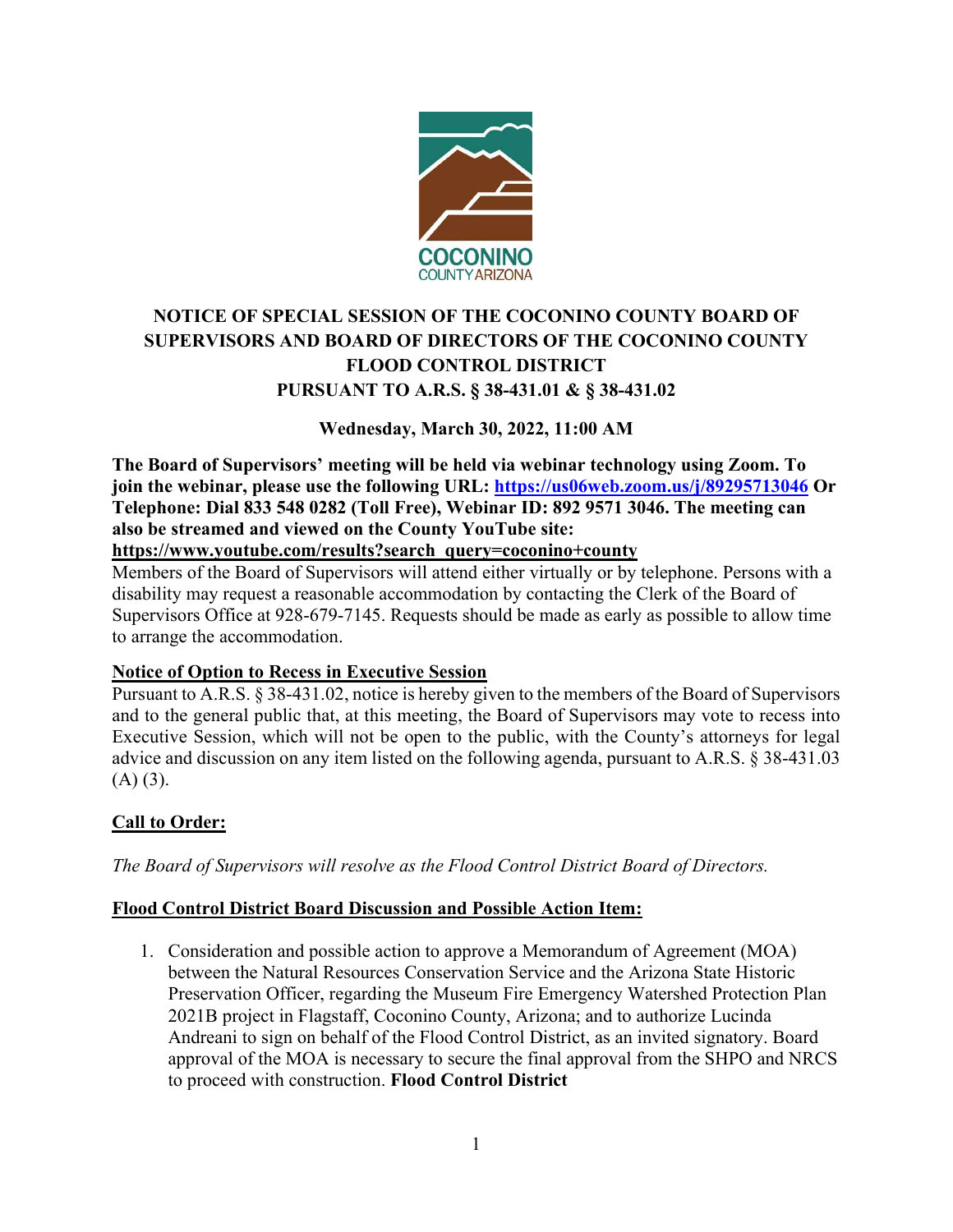COCONINO
COUNTY ARIZONA

# NOTICE OF SPECIAL SESSION OF THE COCONINO COUNTY BOARD OF SUPERVISORS AND BOARD OF DIRECTORS OF THE COCONINO COUNTY FLOOD CONTROL DISTRICT PURSUANT TO A.R.S. § 38-431.01 & § 38-431.02

**Wednesday, March 30, 2022, 11:00 AM**

**The Board of Supervisors' meeting will be held via webinar technology using Zoom. To join the webinar, please use the following URL: https://us06web.zoom.us/j/89295713046 Or Telephone: Dial 833 548 0282 (Toll Free), Webinar ID: 892 9571 3046. The meeting can also be streamed and viewed on the County YouTube site: https://www.youtube.com/results?search_query=coconino+county**

Members of the Board of Supervisors will attend either virtually or by telephone. Persons with a disability may request a reasonable accommodation by contacting the Clerk of the Board of Supervisors Office at 928-679-7145. Requests should be made as early as possible to allow time to arrange the accommodation.

## Notice of Option to Recess in Executive Session

Pursuant to A.R.S. § 38-431.02, notice is hereby given to the members of the Board of Supervisors and to the general public that, at this meeting, the Board of Supervisors may vote to recess into Executive Session, which will not be open to the public, with the County's attorneys for legal advice and discussion on any item listed on the following agenda, pursuant to A.R.S. § 38-431.03 (A) (3).

## Call to Order:

*The Board of Supervisors will resolve as the Flood Control District Board of Directors.*

## Flood Control District Board Discussion and Possible Action Item:

1. Consideration and possible action to approve a Memorandum of Agreement (MOA) between the Natural Resources Conservation Service and the Arizona State Historic Preservation Officer, regarding the Museum Fire Emergency Watershed Protection Plan 2021B project in Flagstaff, Coconino County, Arizona; and to authorize Lucinda Andreani to sign on behalf of the Flood Control District, as an invited signatory. Board approval of the MOA is necessary to secure the final approval from the SHPO and NRCS to proceed with construction. **Flood Control District**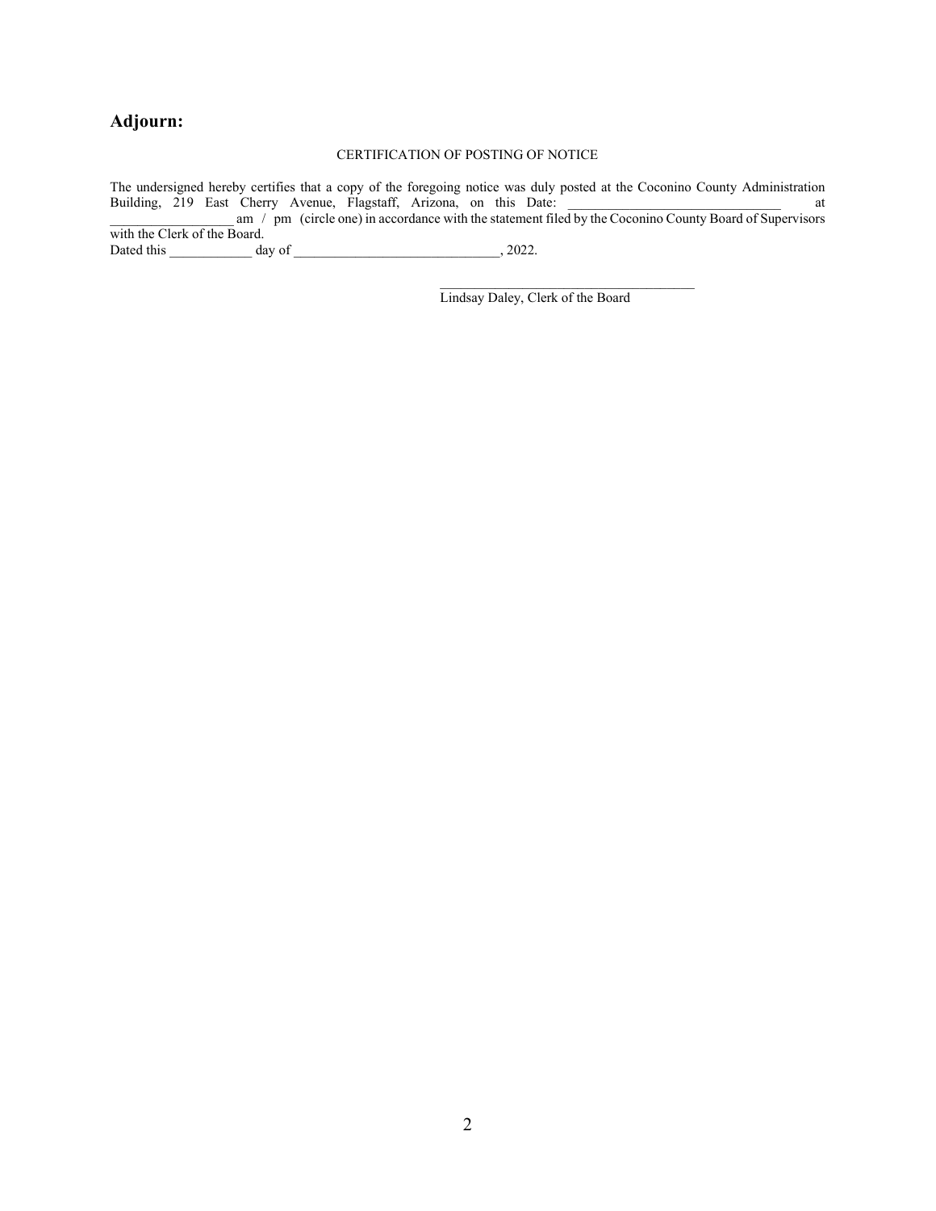## Adjourn:

CERTIFICATION OF POSTING OF NOTICE

The undersigned hereby certifies that a copy of the foregoing notice was duly posted at the Coconino County Administration Building, 219 East Cherry Avenue, Flagstaff, Arizona, on this Date: _______________________________ at __________________ am / pm (circle one) in accordance with the statement filed by the Coconino County Board of Supervisors with the Clerk of the Board.
Dated this ____________ day of ______________________________, 2022.

_____________________________________
Lindsay Daley, Clerk of the Board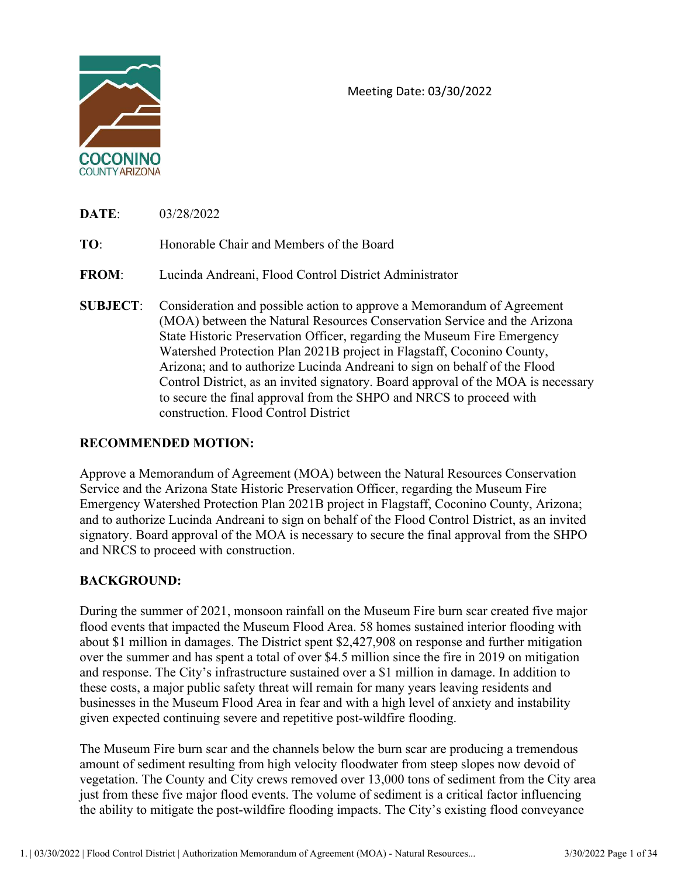Meeting Date: 03/30/2022

**DATE**: 03/28/2022

**TO**: Honorable Chair and Members of the Board

**FROM**: Lucinda Andreani, Flood Control District Administrator

**SUBJECT**: Consideration and possible action to approve a Memorandum of Agreement (MOA) between the Natural Resources Conservation Service and the Arizona State Historic Preservation Officer, regarding the Museum Fire Emergency Watershed Protection Plan 2021B project in Flagstaff, Coconino County, Arizona; and to authorize Lucinda Andreani to sign on behalf of the Flood Control District, as an invited signatory. Board approval of the MOA is necessary to secure the final approval from the SHPO and NRCS to proceed with construction. Flood Control District

## RECOMMENDED MOTION:

Approve a Memorandum of Agreement (MOA) between the Natural Resources Conservation Service and the Arizona State Historic Preservation Officer, regarding the Museum Fire Emergency Watershed Protection Plan 2021B project in Flagstaff, Coconino County, Arizona; and to authorize Lucinda Andreani to sign on behalf of the Flood Control District, as an invited signatory. Board approval of the MOA is necessary to secure the final approval from the SHPO and NRCS to proceed with construction.

## BACKGROUND:

During the summer of 2021, monsoon rainfall on the Museum Fire burn scar created five major flood events that impacted the Museum Flood Area. 58 homes sustained interior flooding with about $1 million in damages. The District spent $2,427,908 on response and further mitigation over the summer and has spent a total of over $4.5 million since the fire in 2019 on mitigation and response. The City's infrastructure sustained over a $1 million in damage. In addition to these costs, a major public safety threat will remain for many years leaving residents and businesses in the Museum Flood Area in fear and with a high level of anxiety and instability given expected continuing severe and repetitive post-wildfire flooding.

The Museum Fire burn scar and the channels below the burn scar are producing a tremendous amount of sediment resulting from high velocity floodwater from steep slopes now devoid of vegetation. The County and City crews removed over 13,000 tons of sediment from the City area just from these five major flood events. The volume of sediment is a critical factor influencing the ability to mitigate the post-wildfire flooding impacts. The City's existing flood conveyance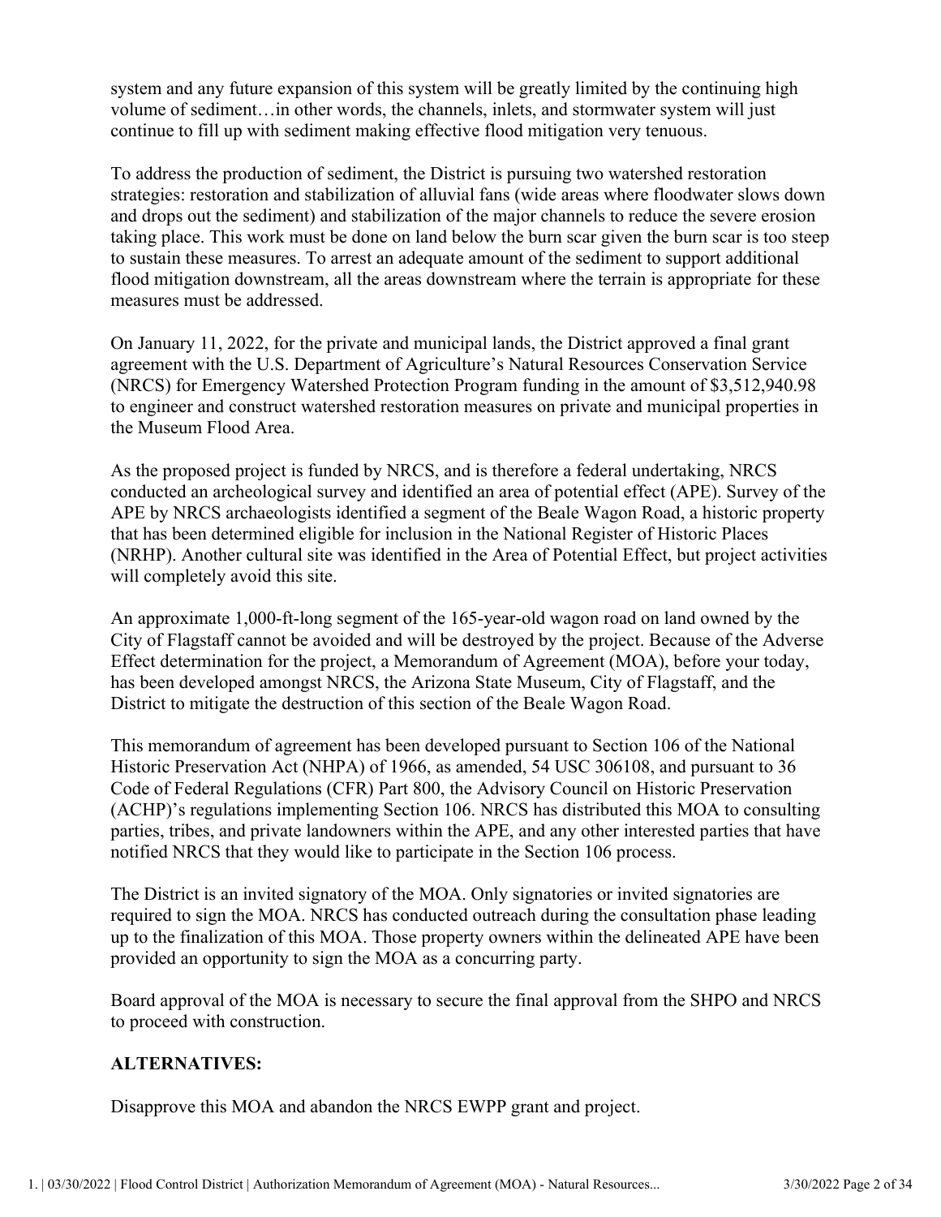system and any future expansion of this system will be greatly limited by the continuing high volume of sediment…in other words, the channels, inlets, and stormwater system will just continue to fill up with sediment making effective flood mitigation very tenuous.

To address the production of sediment, the District is pursuing two watershed restoration strategies: restoration and stabilization of alluvial fans (wide areas where floodwater slows down and drops out the sediment) and stabilization of the major channels to reduce the severe erosion taking place. This work must be done on land below the burn scar given the burn scar is too steep to sustain these measures. To arrest an adequate amount of the sediment to support additional flood mitigation downstream, all the areas downstream where the terrain is appropriate for these measures must be addressed.

On January 11, 2022, for the private and municipal lands, the District approved a final grant agreement with the U.S. Department of Agriculture's Natural Resources Conservation Service (NRCS) for Emergency Watershed Protection Program funding in the amount of $3,512,940.98 to engineer and construct watershed restoration measures on private and municipal properties in the Museum Flood Area.

As the proposed project is funded by NRCS, and is therefore a federal undertaking, NRCS conducted an archeological survey and identified an area of potential effect (APE). Survey of the APE by NRCS archaeologists identified a segment of the Beale Wagon Road, a historic property that has been determined eligible for inclusion in the National Register of Historic Places (NRHP). Another cultural site was identified in the Area of Potential Effect, but project activities will completely avoid this site.

An approximate 1,000-ft-long segment of the 165-year-old wagon road on land owned by the City of Flagstaff cannot be avoided and will be destroyed by the project. Because of the Adverse Effect determination for the project, a Memorandum of Agreement (MOA), before your today, has been developed amongst NRCS, the Arizona State Museum, City of Flagstaff, and the District to mitigate the destruction of this section of the Beale Wagon Road.

This memorandum of agreement has been developed pursuant to Section 106 of the National Historic Preservation Act (NHPA) of 1966, as amended, 54 USC 306108, and pursuant to 36 Code of Federal Regulations (CFR) Part 800, the Advisory Council on Historic Preservation (ACHP)'s regulations implementing Section 106. NRCS has distributed this MOA to consulting parties, tribes, and private landowners within the APE, and any other interested parties that have notified NRCS that they would like to participate in the Section 106 process.

The District is an invited signatory of the MOA. Only signatories or invited signatories are required to sign the MOA. NRCS has conducted outreach during the consultation phase leading up to the finalization of this MOA. Those property owners within the delineated APE have been provided an opportunity to sign the MOA as a concurring party.

Board approval of the MOA is necessary to secure the final approval from the SHPO and NRCS to proceed with construction.

**ALTERNATIVES:**

Disapprove this MOA and abandon the NRCS EWPP grant and project.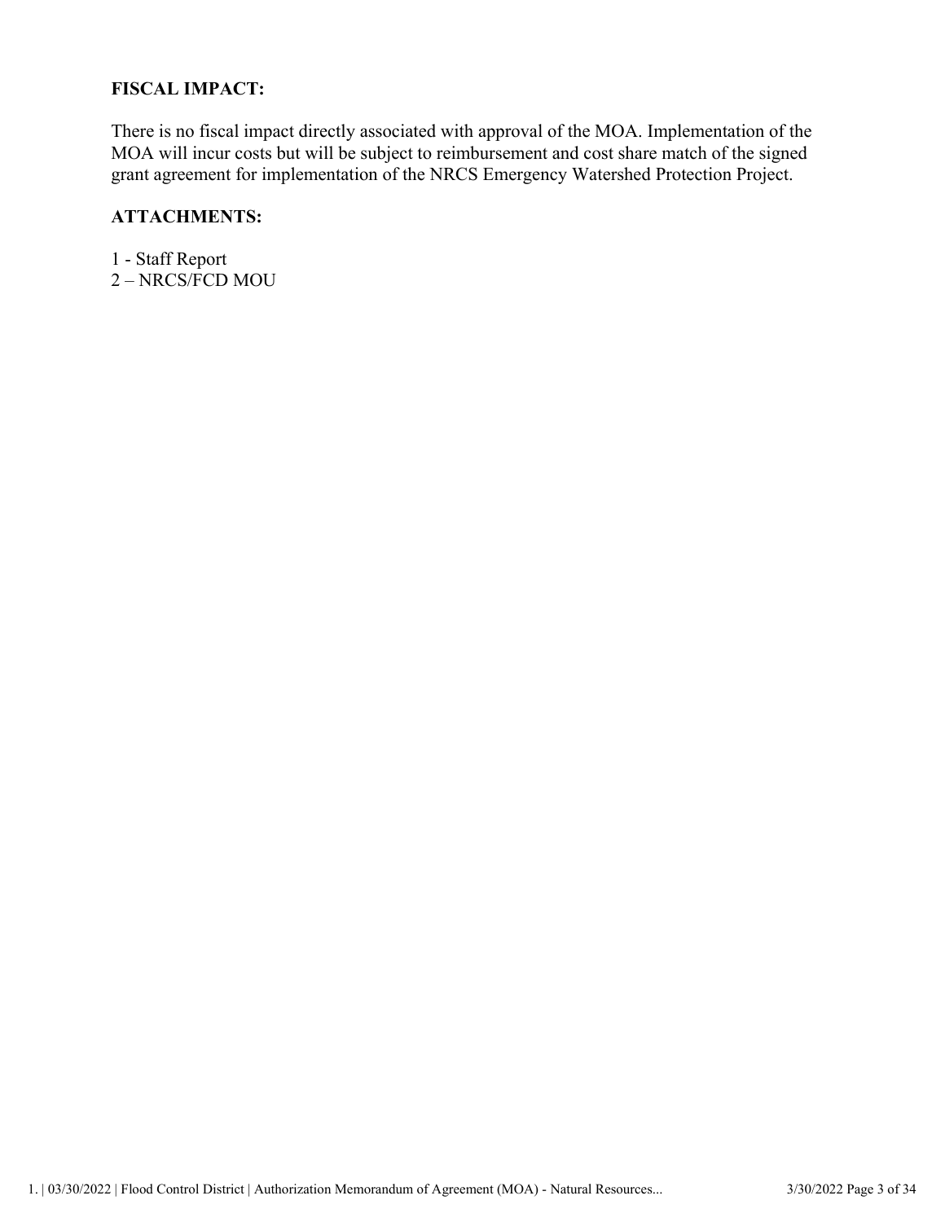**FISCAL IMPACT:**

There is no fiscal impact directly associated with approval of the MOA. Implementation of the MOA will incur costs but will be subject to reimbursement and cost share match of the signed grant agreement for implementation of the NRCS Emergency Watershed Protection Project.

**ATTACHMENTS:**

1 - Staff Report
2 – NRCS/FCD MOU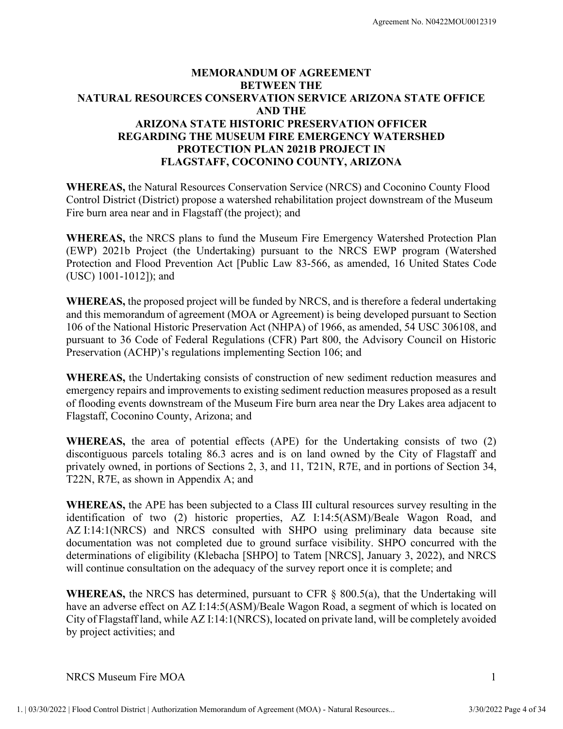# MEMORANDUM OF AGREEMENT BETWEEN THE NATURAL RESOURCES CONSERVATION SERVICE ARIZONA STATE OFFICE AND THE ARIZONA STATE HISTORIC PRESERVATION OFFICER REGARDING THE MUSEUM FIRE EMERGENCY WATERSHED PROTECTION PLAN 2021B PROJECT IN FLAGSTAFF, COCONINO COUNTY, ARIZONA

**WHEREAS,** the Natural Resources Conservation Service (NRCS) and Coconino County Flood Control District (District) propose a watershed rehabilitation project downstream of the Museum Fire burn area near and in Flagstaff (the project); and

**WHEREAS,** the NRCS plans to fund the Museum Fire Emergency Watershed Protection Plan (EWP) 2021b Project (the Undertaking) pursuant to the NRCS EWP program (Watershed Protection and Flood Prevention Act [Public Law 83-566, as amended, 16 United States Code (USC) 1001-1012]); and

**WHEREAS,** the proposed project will be funded by NRCS, and is therefore a federal undertaking and this memorandum of agreement (MOA or Agreement) is being developed pursuant to Section 106 of the National Historic Preservation Act (NHPA) of 1966, as amended, 54 USC 306108, and pursuant to 36 Code of Federal Regulations (CFR) Part 800, the Advisory Council on Historic Preservation (ACHP)'s regulations implementing Section 106; and

**WHEREAS,** the Undertaking consists of construction of new sediment reduction measures and emergency repairs and improvements to existing sediment reduction measures proposed as a result of flooding events downstream of the Museum Fire burn area near the Dry Lakes area adjacent to Flagstaff, Coconino County, Arizona; and

**WHEREAS,** the area of potential effects (APE) for the Undertaking consists of two (2) discontiguous parcels totaling 86.3 acres and is on land owned by the City of Flagstaff and privately owned, in portions of Sections 2, 3, and 11, T21N, R7E, and in portions of Section 34, T22N, R7E, as shown in Appendix A; and

**WHEREAS,** the APE has been subjected to a Class III cultural resources survey resulting in the identification of two (2) historic properties, AZ I:14:5(ASM)/Beale Wagon Road, and AZ I:14:1(NRCS) and NRCS consulted with SHPO using preliminary data because site documentation was not completed due to ground surface visibility. SHPO concurred with the determinations of eligibility (Klebacha [SHPO] to Tatem [NRCS], January 3, 2022), and NRCS will continue consultation on the adequacy of the survey report once it is complete; and

**WHEREAS,** the NRCS has determined, pursuant to CFR § 800.5(a), that the Undertaking will have an adverse effect on AZ I:14:5(ASM)/Beale Wagon Road, a segment of which is located on City of Flagstaff land, while AZ I:14:1(NRCS), located on private land, will be completely avoided by project activities; and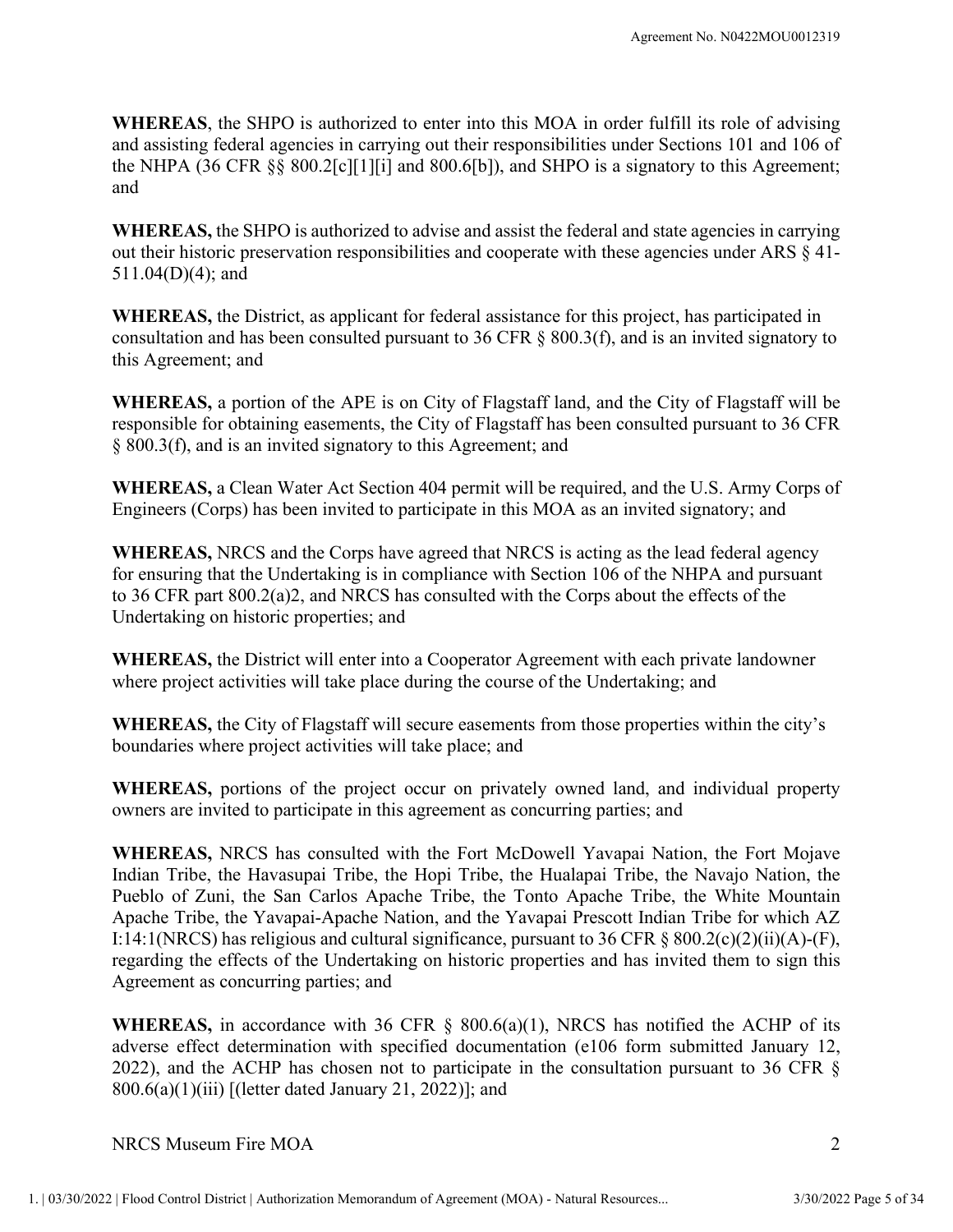**WHEREAS**, the SHPO is authorized to enter into this MOA in order fulfill its role of advising and assisting federal agencies in carrying out their responsibilities under Sections 101 and 106 of the NHPA (36 CFR §§ 800.2[c][1][i] and 800.6[b]), and SHPO is a signatory to this Agreement; and

**WHEREAS,** the SHPO is authorized to advise and assist the federal and state agencies in carrying out their historic preservation responsibilities and cooperate with these agencies under ARS § 41-511.04(D)(4); and

**WHEREAS,** the District, as applicant for federal assistance for this project, has participated in consultation and has been consulted pursuant to 36 CFR § 800.3(f), and is an invited signatory to this Agreement; and

**WHEREAS,** a portion of the APE is on City of Flagstaff land, and the City of Flagstaff will be responsible for obtaining easements, the City of Flagstaff has been consulted pursuant to 36 CFR § 800.3(f), and is an invited signatory to this Agreement; and

**WHEREAS,** a Clean Water Act Section 404 permit will be required, and the U.S. Army Corps of Engineers (Corps) has been invited to participate in this MOA as an invited signatory; and

**WHEREAS,** NRCS and the Corps have agreed that NRCS is acting as the lead federal agency for ensuring that the Undertaking is in compliance with Section 106 of the NHPA and pursuant to 36 CFR part 800.2(a)2, and NRCS has consulted with the Corps about the effects of the Undertaking on historic properties; and

**WHEREAS,** the District will enter into a Cooperator Agreement with each private landowner where project activities will take place during the course of the Undertaking; and

**WHEREAS,** the City of Flagstaff will secure easements from those properties within the city's boundaries where project activities will take place; and

**WHEREAS,** portions of the project occur on privately owned land, and individual property owners are invited to participate in this agreement as concurring parties; and

**WHEREAS,** NRCS has consulted with the Fort McDowell Yavapai Nation, the Fort Mojave Indian Tribe, the Havasupai Tribe, the Hopi Tribe, the Hualapai Tribe, the Navajo Nation, the Pueblo of Zuni, the San Carlos Apache Tribe, the Tonto Apache Tribe, the White Mountain Apache Tribe, the Yavapai-Apache Nation, and the Yavapai Prescott Indian Tribe for which AZ I:14:1(NRCS) has religious and cultural significance, pursuant to 36 CFR § 800.2(c)(2)(ii)(A)-(F), regarding the effects of the Undertaking on historic properties and has invited them to sign this Agreement as concurring parties; and

**WHEREAS,** in accordance with 36 CFR § 800.6(a)(1), NRCS has notified the ACHP of its adverse effect determination with specified documentation (e106 form submitted January 12, 2022), and the ACHP has chosen not to participate in the consultation pursuant to 36 CFR § 800.6(a)(1)(iii) [(letter dated January 21, 2022)]; and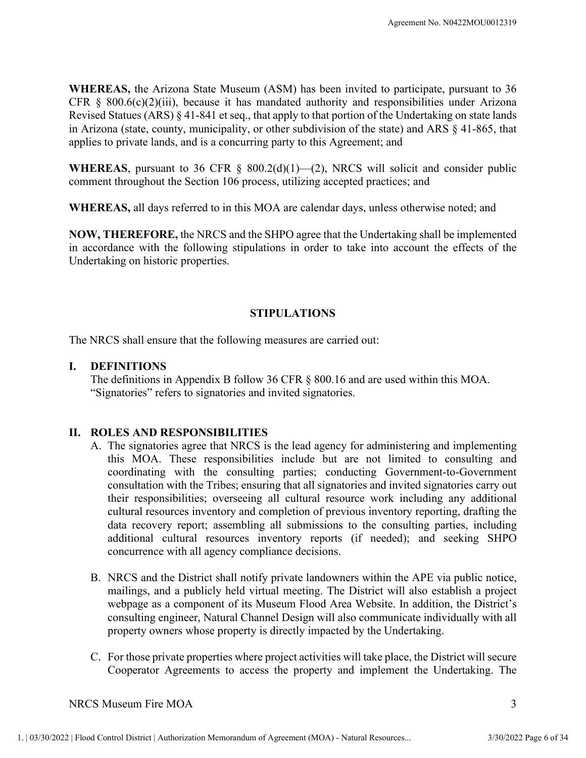**WHEREAS,** the Arizona State Museum (ASM) has been invited to participate, pursuant to 36 CFR § 800.6(c)(2)(iii), because it has mandated authority and responsibilities under Arizona Revised Statues (ARS) § 41-841 et seq., that apply to that portion of the Undertaking on state lands in Arizona (state, county, municipality, or other subdivision of the state) and ARS § 41-865, that applies to private lands, and is a concurring party to this Agreement; and

**WHEREAS**, pursuant to 36 CFR § 800.2(d)(1)—(2), NRCS will solicit and consider public comment throughout the Section 106 process, utilizing accepted practices; and

**WHEREAS,** all days referred to in this MOA are calendar days, unless otherwise noted; and

**NOW, THEREFORE,** the NRCS and the SHPO agree that the Undertaking shall be implemented in accordance with the following stipulations in order to take into account the effects of the Undertaking on historic properties.

## STIPULATIONS

The NRCS shall ensure that the following measures are carried out:

### I. DEFINITIONS

The definitions in Appendix B follow 36 CFR § 800.16 and are used within this MOA. "Signatories" refers to signatories and invited signatories.

### II. ROLES AND RESPONSIBILITIES

A. The signatories agree that NRCS is the lead agency for administering and implementing this MOA. These responsibilities include but are not limited to consulting and coordinating with the consulting parties; conducting Government-to-Government consultation with the Tribes; ensuring that all signatories and invited signatories carry out their responsibilities; overseeing all cultural resource work including any additional cultural resources inventory and completion of previous inventory reporting, drafting the data recovery report; assembling all submissions to the consulting parties, including additional cultural resources inventory reports (if needed); and seeking SHPO concurrence with all agency compliance decisions.

B. NRCS and the District shall notify private landowners within the APE via public notice, mailings, and a publicly held virtual meeting. The District will also establish a project webpage as a component of its Museum Flood Area Website. In addition, the District's consulting engineer, Natural Channel Design will also communicate individually with all property owners whose property is directly impacted by the Undertaking.

C. For those private properties where project activities will take place, the District will secure Cooperator Agreements to access the property and implement the Undertaking. The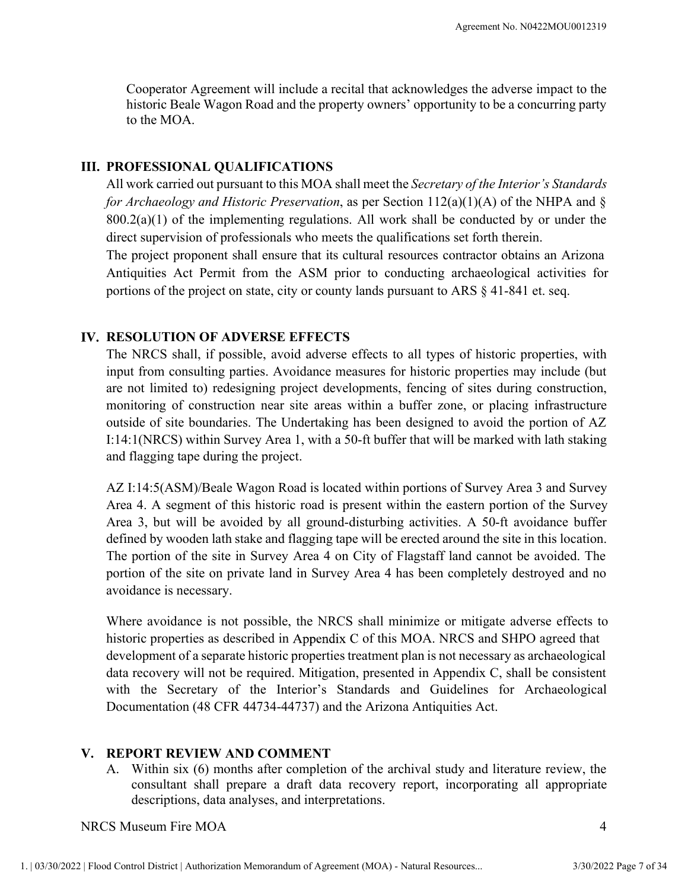Cooperator Agreement will include a recital that acknowledges the adverse impact to the historic Beale Wagon Road and the property owners' opportunity to be a concurring party to the MOA.

## III. PROFESSIONAL QUALIFICATIONS

All work carried out pursuant to this MOA shall meet the *Secretary of the Interior's Standards for Archaeology and Historic Preservation*, as per Section 112(a)(1)(A) of the NHPA and § 800.2(a)(1) of the implementing regulations. All work shall be conducted by or under the direct supervision of professionals who meets the qualifications set forth therein.

The project proponent shall ensure that its cultural resources contractor obtains an Arizona Antiquities Act Permit from the ASM prior to conducting archaeological activities for portions of the project on state, city or county lands pursuant to ARS § 41-841 et. seq.

## IV. RESOLUTION OF ADVERSE EFFECTS

The NRCS shall, if possible, avoid adverse effects to all types of historic properties, with input from consulting parties. Avoidance measures for historic properties may include (but are not limited to) redesigning project developments, fencing of sites during construction, monitoring of construction near site areas within a buffer zone, or placing infrastructure outside of site boundaries. The Undertaking has been designed to avoid the portion of AZ I:14:1(NRCS) within Survey Area 1, with a 50-ft buffer that will be marked with lath staking and flagging tape during the project.

AZ I:14:5(ASM)/Beale Wagon Road is located within portions of Survey Area 3 and Survey Area 4. A segment of this historic road is present within the eastern portion of the Survey Area 3, but will be avoided by all ground-disturbing activities. A 50-ft avoidance buffer defined by wooden lath stake and flagging tape will be erected around the site in this location. The portion of the site in Survey Area 4 on City of Flagstaff land cannot be avoided. The portion of the site on private land in Survey Area 4 has been completely destroyed and no avoidance is necessary.

Where avoidance is not possible, the NRCS shall minimize or mitigate adverse effects to historic properties as described in Appendix C of this MOA. NRCS and SHPO agreed that development of a separate historic properties treatment plan is not necessary as archaeological data recovery will not be required. Mitigation, presented in Appendix C, shall be consistent with the Secretary of the Interior's Standards and Guidelines for Archaeological Documentation (48 CFR 44734-44737) and the Arizona Antiquities Act.

## V. REPORT REVIEW AND COMMENT

A. Within six (6) months after completion of the archival study and literature review, the consultant shall prepare a draft data recovery report, incorporating all appropriate descriptions, data analyses, and interpretations.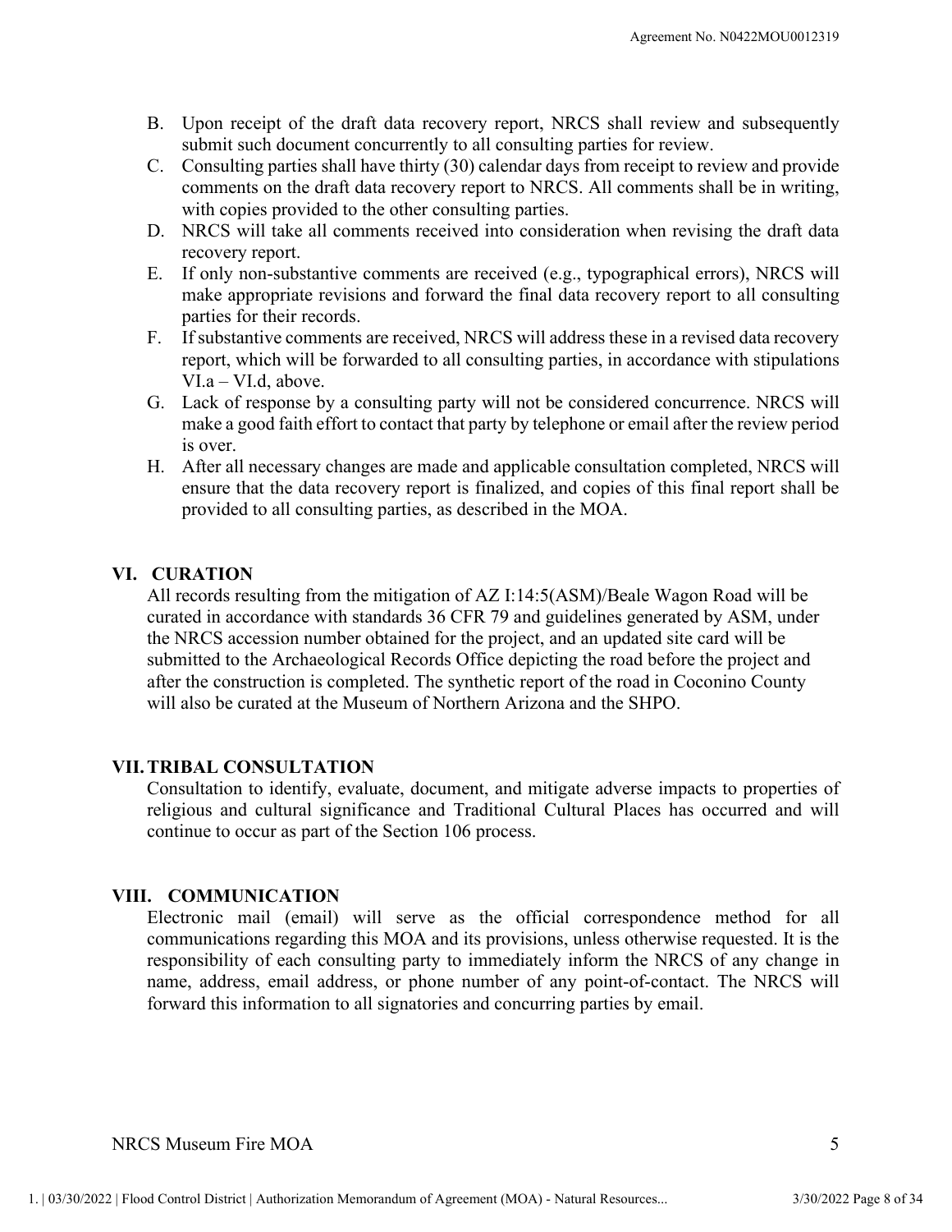B. Upon receipt of the draft data recovery report, NRCS shall review and subsequently submit such document concurrently to all consulting parties for review.

C. Consulting parties shall have thirty (30) calendar days from receipt to review and provide comments on the draft data recovery report to NRCS. All comments shall be in writing, with copies provided to the other consulting parties.

D. NRCS will take all comments received into consideration when revising the draft data recovery report.

E. If only non-substantive comments are received (e.g., typographical errors), NRCS will make appropriate revisions and forward the final data recovery report to all consulting parties for their records.

F. If substantive comments are received, NRCS will address these in a revised data recovery report, which will be forwarded to all consulting parties, in accordance with stipulations VI.a – VI.d, above.

G. Lack of response by a consulting party will not be considered concurrence. NRCS will make a good faith effort to contact that party by telephone or email after the review period is over.

H. After all necessary changes are made and applicable consultation completed, NRCS will ensure that the data recovery report is finalized, and copies of this final report shall be provided to all consulting parties, as described in the MOA.

## VI. CURATION

All records resulting from the mitigation of AZ I:14:5(ASM)/Beale Wagon Road will be curated in accordance with standards 36 CFR 79 and guidelines generated by ASM, under the NRCS accession number obtained for the project, and an updated site card will be submitted to the Archaeological Records Office depicting the road before the project and after the construction is completed. The synthetic report of the road in Coconino County will also be curated at the Museum of Northern Arizona and the SHPO.

## VII. TRIBAL CONSULTATION

Consultation to identify, evaluate, document, and mitigate adverse impacts to properties of religious and cultural significance and Traditional Cultural Places has occurred and will continue to occur as part of the Section 106 process.

## VIII. COMMUNICATION

Electronic mail (email) will serve as the official correspondence method for all communications regarding this MOA and its provisions, unless otherwise requested. It is the responsibility of each consulting party to immediately inform the NRCS of any change in name, address, email address, or phone number of any point-of-contact. The NRCS will forward this information to all signatories and concurring parties by email.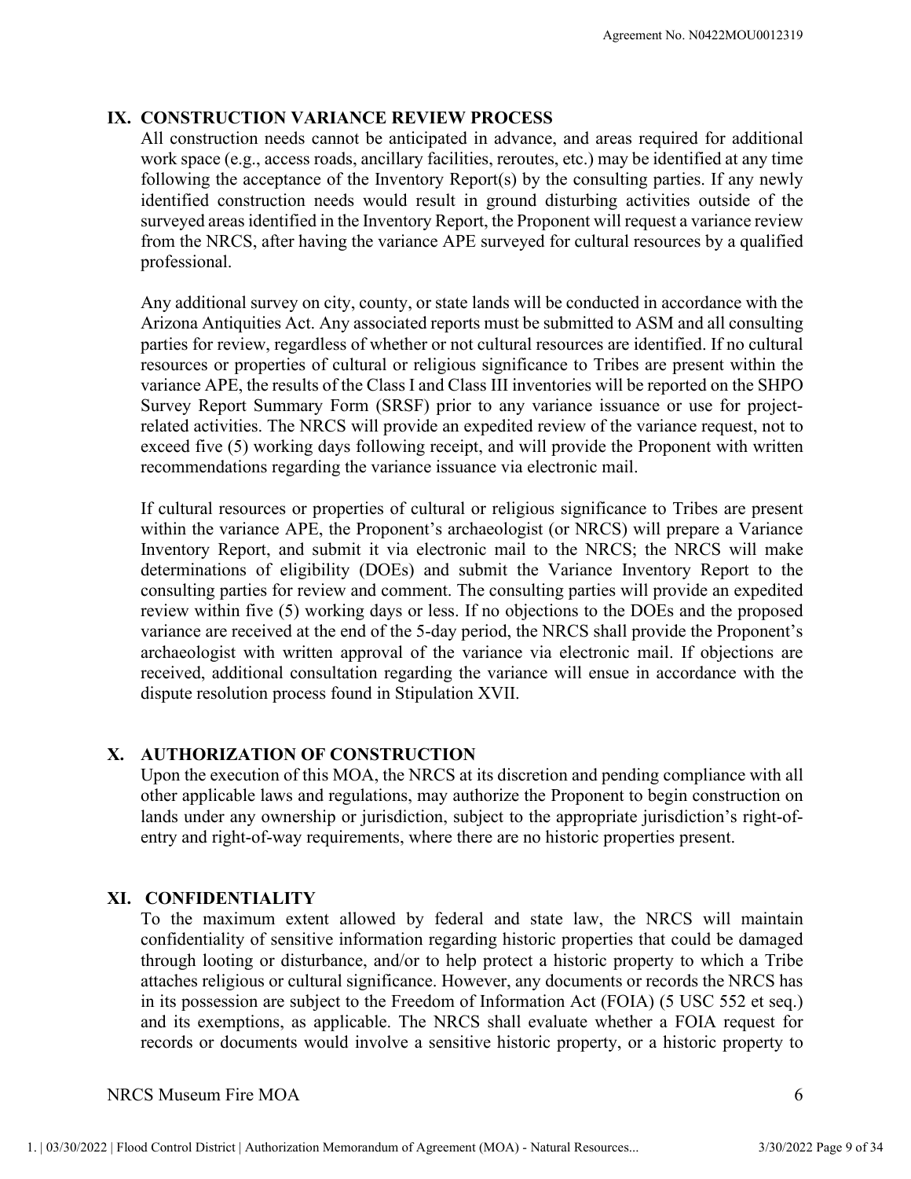## IX. CONSTRUCTION VARIANCE REVIEW PROCESS

All construction needs cannot be anticipated in advance, and areas required for additional work space (e.g., access roads, ancillary facilities, reroutes, etc.) may be identified at any time following the acceptance of the Inventory Report(s) by the consulting parties. If any newly identified construction needs would result in ground disturbing activities outside of the surveyed areas identified in the Inventory Report, the Proponent will request a variance review from the NRCS, after having the variance APE surveyed for cultural resources by a qualified professional.

Any additional survey on city, county, or state lands will be conducted in accordance with the Arizona Antiquities Act. Any associated reports must be submitted to ASM and all consulting parties for review, regardless of whether or not cultural resources are identified. If no cultural resources or properties of cultural or religious significance to Tribes are present within the variance APE, the results of the Class I and Class III inventories will be reported on the SHPO Survey Report Summary Form (SRSF) prior to any variance issuance or use for project-related activities. The NRCS will provide an expedited review of the variance request, not to exceed five (5) working days following receipt, and will provide the Proponent with written recommendations regarding the variance issuance via electronic mail.

If cultural resources or properties of cultural or religious significance to Tribes are present within the variance APE, the Proponent's archaeologist (or NRCS) will prepare a Variance Inventory Report, and submit it via electronic mail to the NRCS; the NRCS will make determinations of eligibility (DOEs) and submit the Variance Inventory Report to the consulting parties for review and comment. The consulting parties will provide an expedited review within five (5) working days or less. If no objections to the DOEs and the proposed variance are received at the end of the 5-day period, the NRCS shall provide the Proponent's archaeologist with written approval of the variance via electronic mail. If objections are received, additional consultation regarding the variance will ensue in accordance with the dispute resolution process found in Stipulation XVII.

## X. AUTHORIZATION OF CONSTRUCTION

Upon the execution of this MOA, the NRCS at its discretion and pending compliance with all other applicable laws and regulations, may authorize the Proponent to begin construction on lands under any ownership or jurisdiction, subject to the appropriate jurisdiction's right-of-entry and right-of-way requirements, where there are no historic properties present.

## XI. CONFIDENTIALITY

To the maximum extent allowed by federal and state law, the NRCS will maintain confidentiality of sensitive information regarding historic properties that could be damaged through looting or disturbance, and/or to help protect a historic property to which a Tribe attaches religious or cultural significance. However, any documents or records the NRCS has in its possession are subject to the Freedom of Information Act (FOIA) (5 USC 552 et seq.) and its exemptions, as applicable. The NRCS shall evaluate whether a FOIA request for records or documents would involve a sensitive historic property, or a historic property to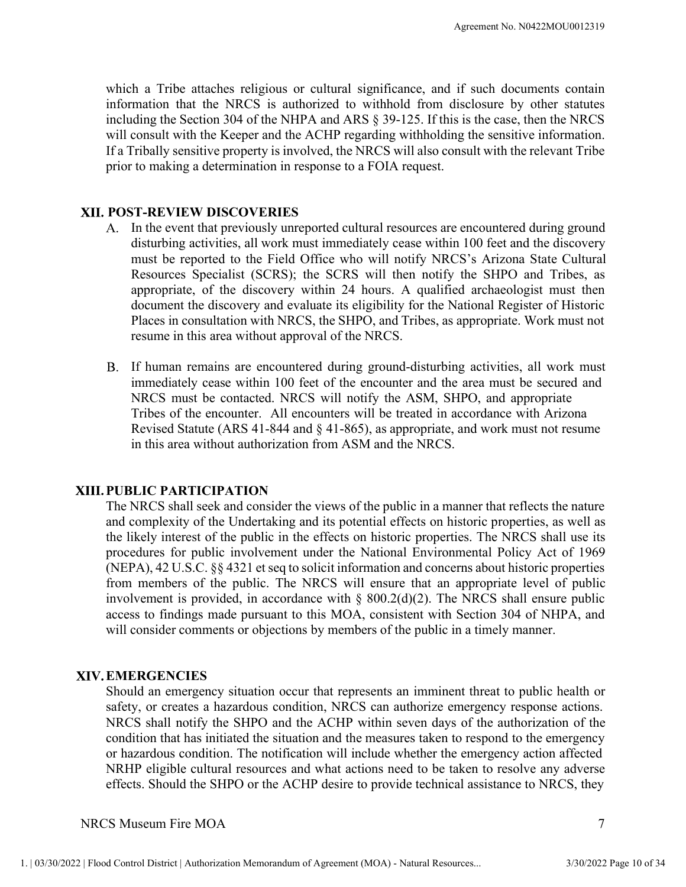which a Tribe attaches religious or cultural significance, and if such documents contain information that the NRCS is authorized to withhold from disclosure by other statutes including the Section 304 of the NHPA and ARS § 39-125. If this is the case, then the NRCS will consult with the Keeper and the ACHP regarding withholding the sensitive information. If a Tribally sensitive property is involved, the NRCS will also consult with the relevant Tribe prior to making a determination in response to a FOIA request.

## XII. POST-REVIEW DISCOVERIES

A. In the event that previously unreported cultural resources are encountered during ground disturbing activities, all work must immediately cease within 100 feet and the discovery must be reported to the Field Office who will notify NRCS's Arizona State Cultural Resources Specialist (SCRS); the SCRS will then notify the SHPO and Tribes, as appropriate, of the discovery within 24 hours. A qualified archaeologist must then document the discovery and evaluate its eligibility for the National Register of Historic Places in consultation with NRCS, the SHPO, and Tribes, as appropriate. Work must not resume in this area without approval of the NRCS.

B. If human remains are encountered during ground-disturbing activities, all work must immediately cease within 100 feet of the encounter and the area must be secured and NRCS must be contacted. NRCS will notify the ASM, SHPO, and appropriate Tribes of the encounter. All encounters will be treated in accordance with Arizona Revised Statute (ARS 41-844 and § 41-865), as appropriate, and work must not resume in this area without authorization from ASM and the NRCS.

## XIII. PUBLIC PARTICIPATION

The NRCS shall seek and consider the views of the public in a manner that reflects the nature and complexity of the Undertaking and its potential effects on historic properties, as well as the likely interest of the public in the effects on historic properties. The NRCS shall use its procedures for public involvement under the National Environmental Policy Act of 1969 (NEPA), 42 U.S.C. §§ 4321 et seq to solicit information and concerns about historic properties from members of the public. The NRCS will ensure that an appropriate level of public involvement is provided, in accordance with § 800.2(d)(2). The NRCS shall ensure public access to findings made pursuant to this MOA, consistent with Section 304 of NHPA, and will consider comments or objections by members of the public in a timely manner.

## XIV. EMERGENCIES

Should an emergency situation occur that represents an imminent threat to public health or safety, or creates a hazardous condition, NRCS can authorize emergency response actions. NRCS shall notify the SHPO and the ACHP within seven days of the authorization of the condition that has initiated the situation and the measures taken to respond to the emergency or hazardous condition. The notification will include whether the emergency action affected NRHP eligible cultural resources and what actions need to be taken to resolve any adverse effects. Should the SHPO or the ACHP desire to provide technical assistance to NRCS, they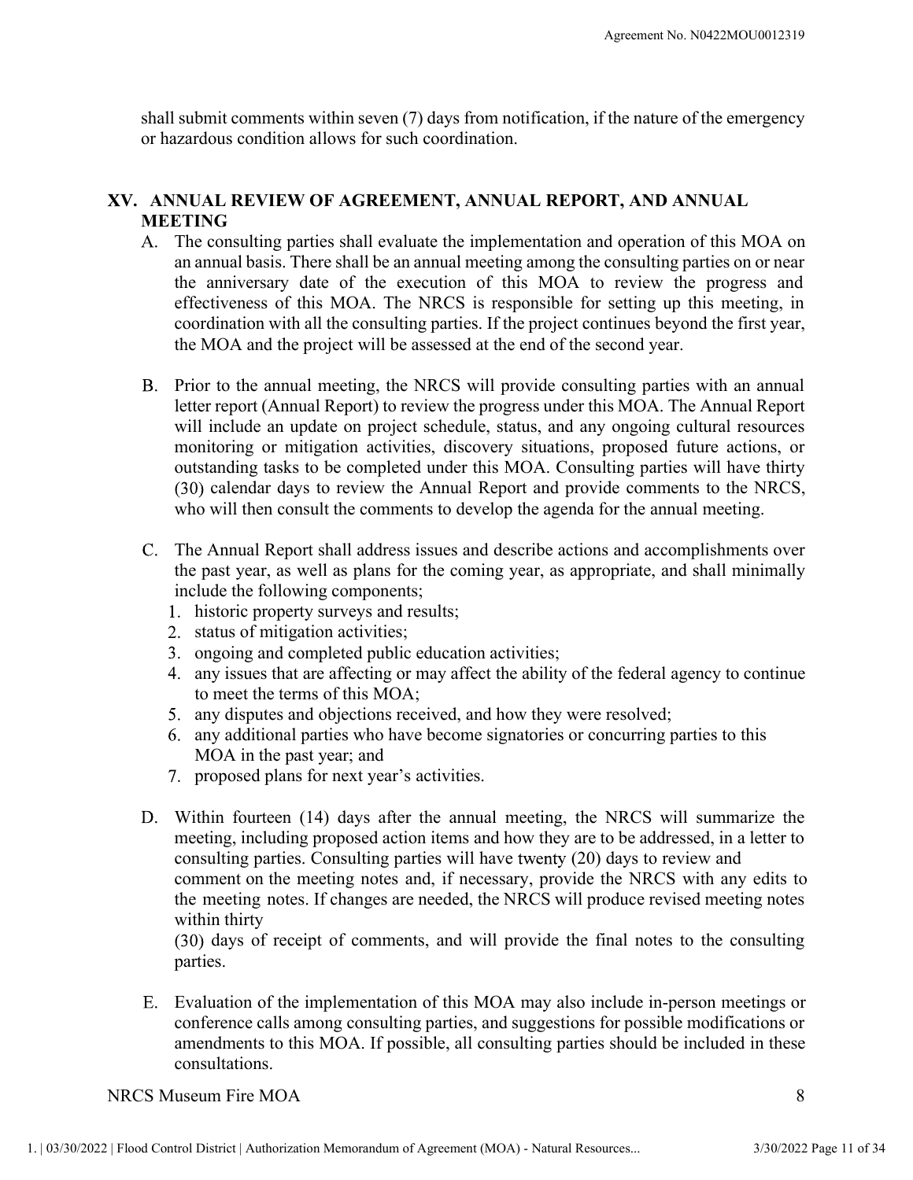shall submit comments within seven (7) days from notification, if the nature of the emergency or hazardous condition allows for such coordination.

## XV. ANNUAL REVIEW OF AGREEMENT, ANNUAL REPORT, AND ANNUAL MEETING

A. The consulting parties shall evaluate the implementation and operation of this MOA on an annual basis. There shall be an annual meeting among the consulting parties on or near the anniversary date of the execution of this MOA to review the progress and effectiveness of this MOA. The NRCS is responsible for setting up this meeting, in coordination with all the consulting parties. If the project continues beyond the first year, the MOA and the project will be assessed at the end of the second year.

B. Prior to the annual meeting, the NRCS will provide consulting parties with an annual letter report (Annual Report) to review the progress under this MOA. The Annual Report will include an update on project schedule, status, and any ongoing cultural resources monitoring or mitigation activities, discovery situations, proposed future actions, or outstanding tasks to be completed under this MOA. Consulting parties will have thirty (30) calendar days to review the Annual Report and provide comments to the NRCS, who will then consult the comments to develop the agenda for the annual meeting.

C. The Annual Report shall address issues and describe actions and accomplishments over the past year, as well as plans for the coming year, as appropriate, and shall minimally include the following components;
   1. historic property surveys and results;
   2. status of mitigation activities;
   3. ongoing and completed public education activities;
   4. any issues that are affecting or may affect the ability of the federal agency to continue to meet the terms of this MOA;
   5. any disputes and objections received, and how they were resolved;
   6. any additional parties who have become signatories or concurring parties to this MOA in the past year; and
   7. proposed plans for next year's activities.

D. Within fourteen (14) days after the annual meeting, the NRCS will summarize the meeting, including proposed action items and how they are to be addressed, in a letter to consulting parties. Consulting parties will have twenty (20) days to review and comment on the meeting notes and, if necessary, provide the NRCS with any edits to the meeting notes. If changes are needed, the NRCS will produce revised meeting notes within thirty (30) days of receipt of comments, and will provide the final notes to the consulting parties.

E. Evaluation of the implementation of this MOA may also include in-person meetings or conference calls among consulting parties, and suggestions for possible modifications or amendments to this MOA. If possible, all consulting parties should be included in these consultations.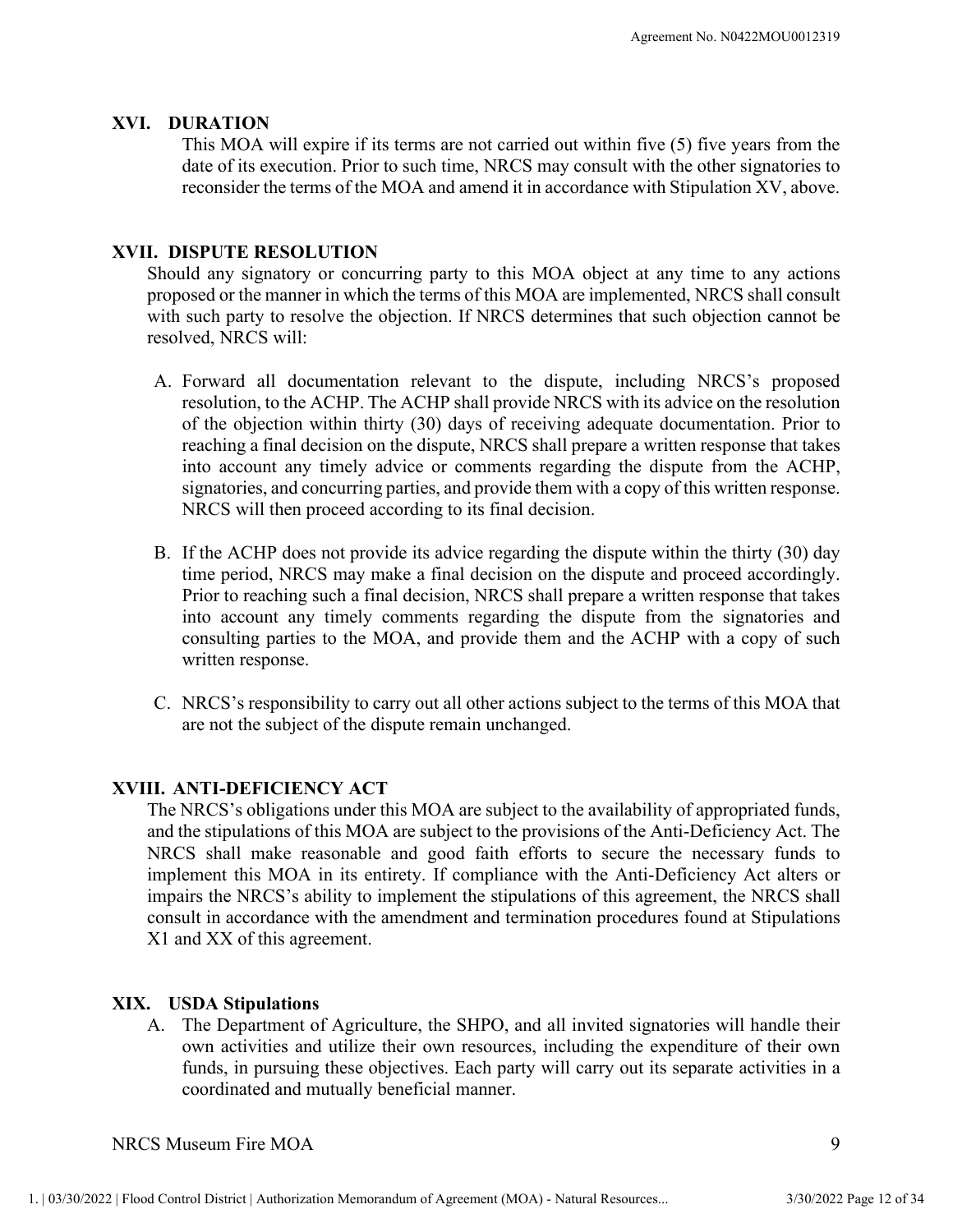## XVI. DURATION

This MOA will expire if its terms are not carried out within five (5) five years from the date of its execution. Prior to such time, NRCS may consult with the other signatories to reconsider the terms of the MOA and amend it in accordance with Stipulation XV, above.

## XVII. DISPUTE RESOLUTION

Should any signatory or concurring party to this MOA object at any time to any actions proposed or the manner in which the terms of this MOA are implemented, NRCS shall consult with such party to resolve the objection. If NRCS determines that such objection cannot be resolved, NRCS will:

A. Forward all documentation relevant to the dispute, including NRCS's proposed resolution, to the ACHP. The ACHP shall provide NRCS with its advice on the resolution of the objection within thirty (30) days of receiving adequate documentation. Prior to reaching a final decision on the dispute, NRCS shall prepare a written response that takes into account any timely advice or comments regarding the dispute from the ACHP, signatories, and concurring parties, and provide them with a copy of this written response. NRCS will then proceed according to its final decision.

B. If the ACHP does not provide its advice regarding the dispute within the thirty (30) day time period, NRCS may make a final decision on the dispute and proceed accordingly. Prior to reaching such a final decision, NRCS shall prepare a written response that takes into account any timely comments regarding the dispute from the signatories and consulting parties to the MOA, and provide them and the ACHP with a copy of such written response.

C. NRCS's responsibility to carry out all other actions subject to the terms of this MOA that are not the subject of the dispute remain unchanged.

## XVIII. ANTI-DEFICIENCY ACT

The NRCS's obligations under this MOA are subject to the availability of appropriated funds, and the stipulations of this MOA are subject to the provisions of the Anti-Deficiency Act. The NRCS shall make reasonable and good faith efforts to secure the necessary funds to implement this MOA in its entirety. If compliance with the Anti-Deficiency Act alters or impairs the NRCS's ability to implement the stipulations of this agreement, the NRCS shall consult in accordance with the amendment and termination procedures found at Stipulations X1 and XX of this agreement.

## XIX. USDA Stipulations

A. The Department of Agriculture, the SHPO, and all invited signatories will handle their own activities and utilize their own resources, including the expenditure of their own funds, in pursuing these objectives. Each party will carry out its separate activities in a coordinated and mutually beneficial manner.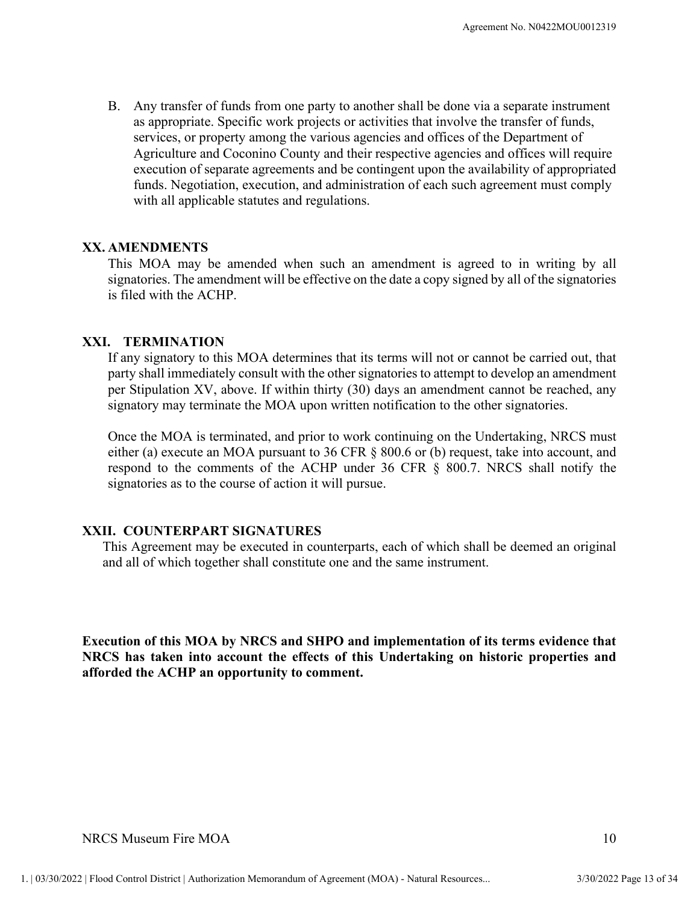B. Any transfer of funds from one party to another shall be done via a separate instrument as appropriate. Specific work projects or activities that involve the transfer of funds, services, or property among the various agencies and offices of the Department of Agriculture and Coconino County and their respective agencies and offices will require execution of separate agreements and be contingent upon the availability of appropriated funds. Negotiation, execution, and administration of each such agreement must comply with all applicable statutes and regulations.

## XX. AMENDMENTS

This MOA may be amended when such an amendment is agreed to in writing by all signatories. The amendment will be effective on the date a copy signed by all of the signatories is filed with the ACHP.

## XXI. TERMINATION

If any signatory to this MOA determines that its terms will not or cannot be carried out, that party shall immediately consult with the other signatories to attempt to develop an amendment per Stipulation XV, above. If within thirty (30) days an amendment cannot be reached, any signatory may terminate the MOA upon written notification to the other signatories.

Once the MOA is terminated, and prior to work continuing on the Undertaking, NRCS must either (a) execute an MOA pursuant to 36 CFR § 800.6 or (b) request, take into account, and respond to the comments of the ACHP under 36 CFR § 800.7. NRCS shall notify the signatories as to the course of action it will pursue.

## XXII. COUNTERPART SIGNATURES

This Agreement may be executed in counterparts, each of which shall be deemed an original and all of which together shall constitute one and the same instrument.

**Execution of this MOA by NRCS and SHPO and implementation of its terms evidence that NRCS has taken into account the effects of this Undertaking on historic properties and afforded the ACHP an opportunity to comment.**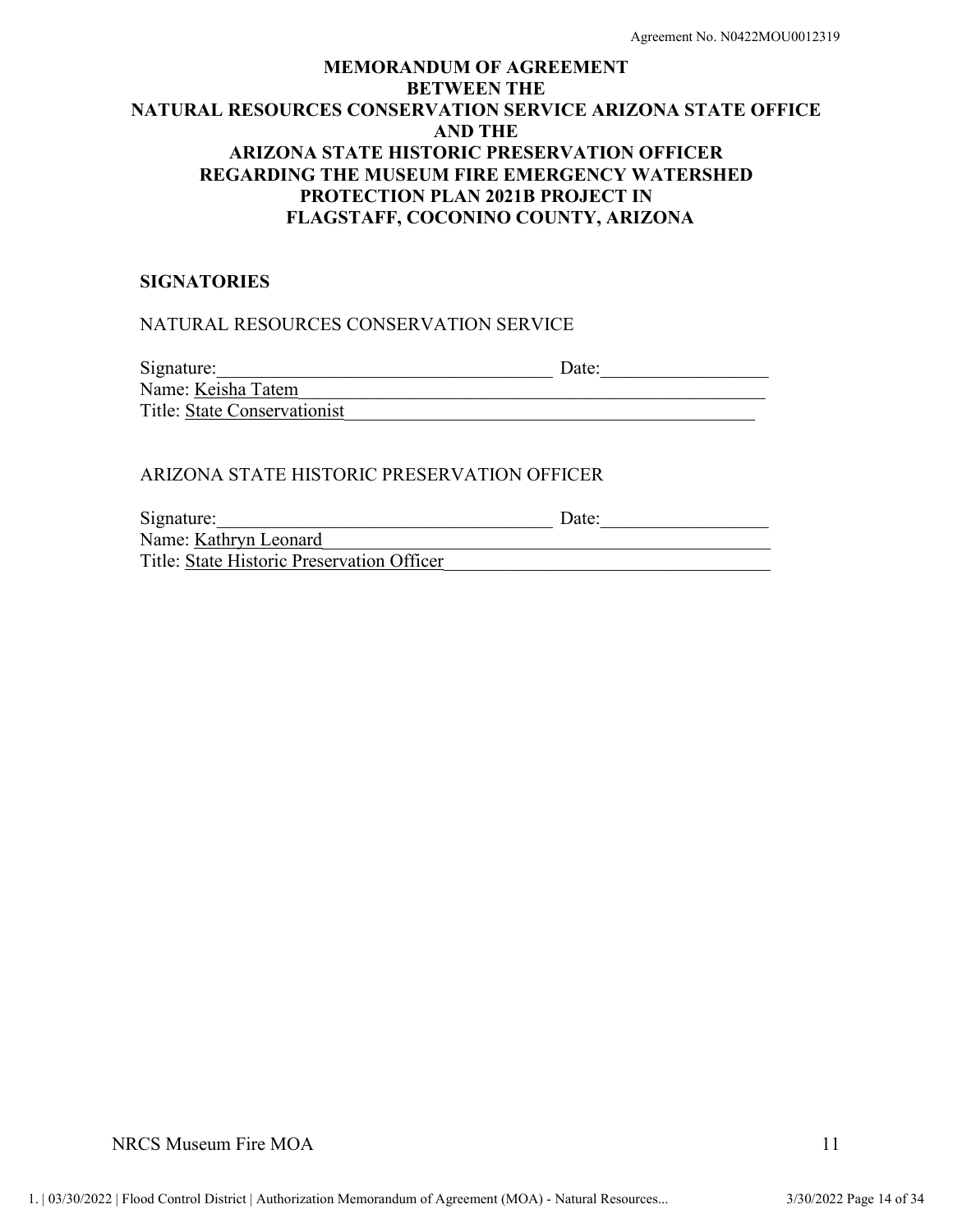Agreement No. N0422MOU0012319

**MEMORANDUM OF AGREEMENT**
**BETWEEN THE**
**NATURAL RESOURCES CONSERVATION SERVICE ARIZONA STATE OFFICE**
**AND THE**
**ARIZONA STATE HISTORIC PRESERVATION OFFICER**
**REGARDING THE MUSEUM FIRE EMERGENCY WATERSHED PROTECTION PLAN 2021B PROJECT IN FLAGSTAFF, COCONINO COUNTY, ARIZONA**

## SIGNATORIES

NATURAL RESOURCES CONSERVATION SERVICE

Signature:\_\_\_\_\_\_\_\_\_\_\_\_\_\_\_\_\_\_\_\_\_\_\_\_\_\_\_\_\_\_\_\_\_\_ Date:\_\_\_\_\_\_\_\_\_\_\_\_\_\_\_\_
Name: Keisha Tatem
Title: State Conservationist

ARIZONA STATE HISTORIC PRESERVATION OFFICER

Signature:\_\_\_\_\_\_\_\_\_\_\_\_\_\_\_\_\_\_\_\_\_\_\_\_\_\_\_\_\_\_\_\_\_\_ Date:\_\_\_\_\_\_\_\_\_\_\_\_\_\_\_\_
Name: Kathryn Leonard
Title: State Historic Preservation Officer

NRCS Museum Fire MOA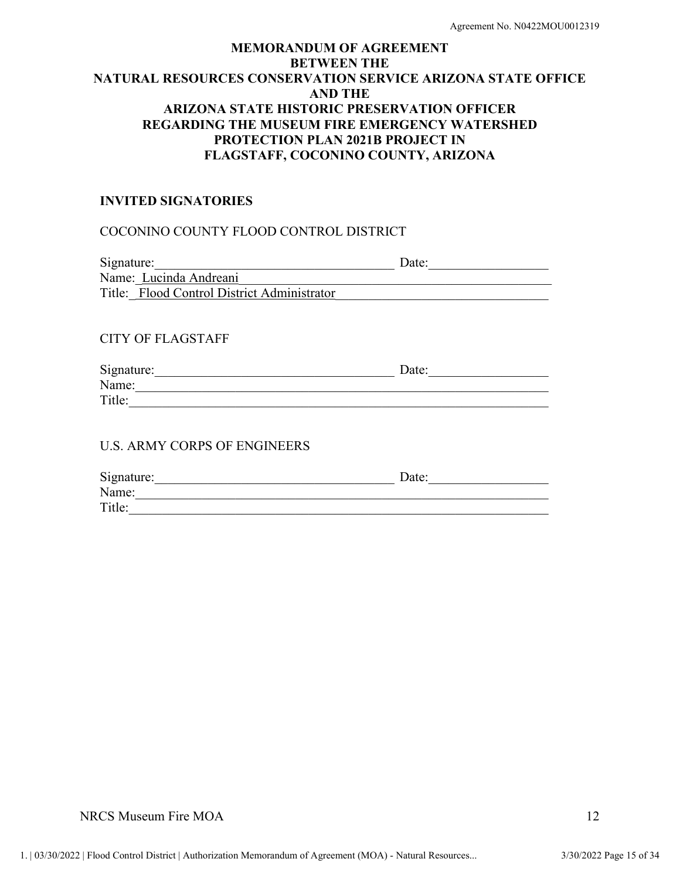Agreement No. N0422MOU0012319

**MEMORANDUM OF AGREEMENT**
**BETWEEN THE**
**NATURAL RESOURCES CONSERVATION SERVICE ARIZONA STATE OFFICE**
**AND THE**
**ARIZONA STATE HISTORIC PRESERVATION OFFICER**
**REGARDING THE MUSEUM FIRE EMERGENCY WATERSHED PROTECTION PLAN 2021B PROJECT IN FLAGSTAFF, COCONINO COUNTY, ARIZONA**

## INVITED SIGNATORIES

COCONINO COUNTY FLOOD CONTROL DISTRICT

Signature:____________________________________ Date:__________________
Name: Lucinda Andreani
Title: Flood Control District Administrator

CITY OF FLAGSTAFF

Signature:____________________________________ Date:__________________
Name:_________________________________________________________________
Title:_________________________________________________________________

U.S. ARMY CORPS OF ENGINEERS

Signature:____________________________________ Date:__________________
Name:_________________________________________________________________
Title:_________________________________________________________________

NRCS Museum Fire MOA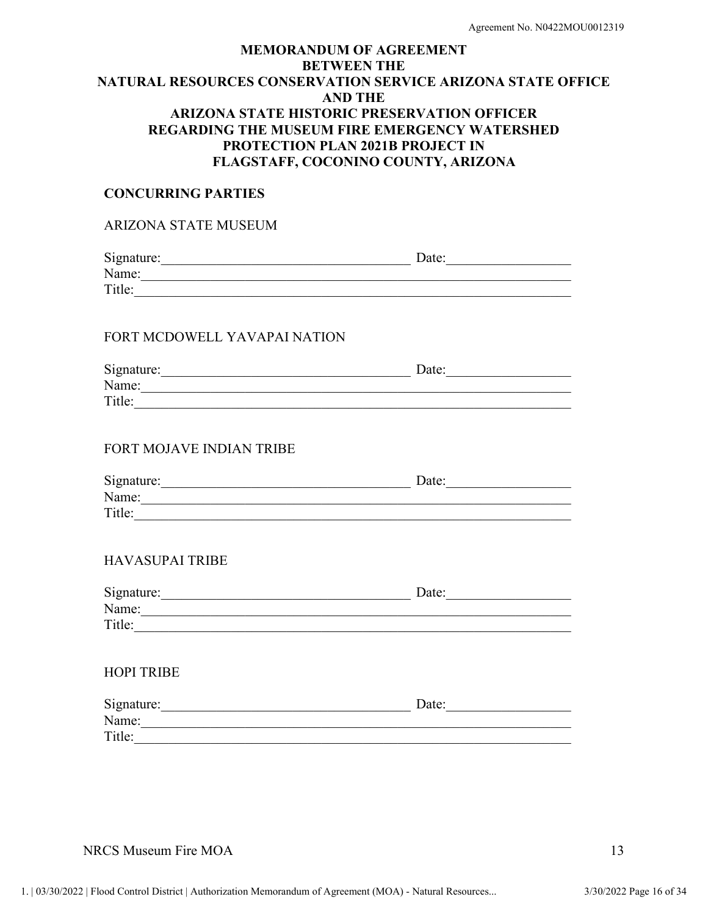# MEMORANDUM OF AGREEMENT BETWEEN THE NATURAL RESOURCES CONSERVATION SERVICE ARIZONA STATE OFFICE AND THE ARIZONA STATE HISTORIC PRESERVATION OFFICER REGARDING THE MUSEUM FIRE EMERGENCY WATERSHED PROTECTION PLAN 2021B PROJECT IN FLAGSTAFF, COCONINO COUNTY, ARIZONA

## CONCURRING PARTIES

ARIZONA STATE MUSEUM

Signature:___________________________________ Date:_________________
Name:_____________________________________________________________
Title:______________________________________________________________

FORT MCDOWELL YAVAPAI NATION

Signature:___________________________________ Date:_________________
Name:_____________________________________________________________
Title:______________________________________________________________

FORT MOJAVE INDIAN TRIBE

Signature:___________________________________ Date:_________________
Name:_____________________________________________________________
Title:______________________________________________________________

HAVASUPAI TRIBE

Signature:___________________________________ Date:_________________
Name:_____________________________________________________________
Title:______________________________________________________________

HOPI TRIBE

Signature:___________________________________ Date:_________________
Name:_____________________________________________________________
Title:______________________________________________________________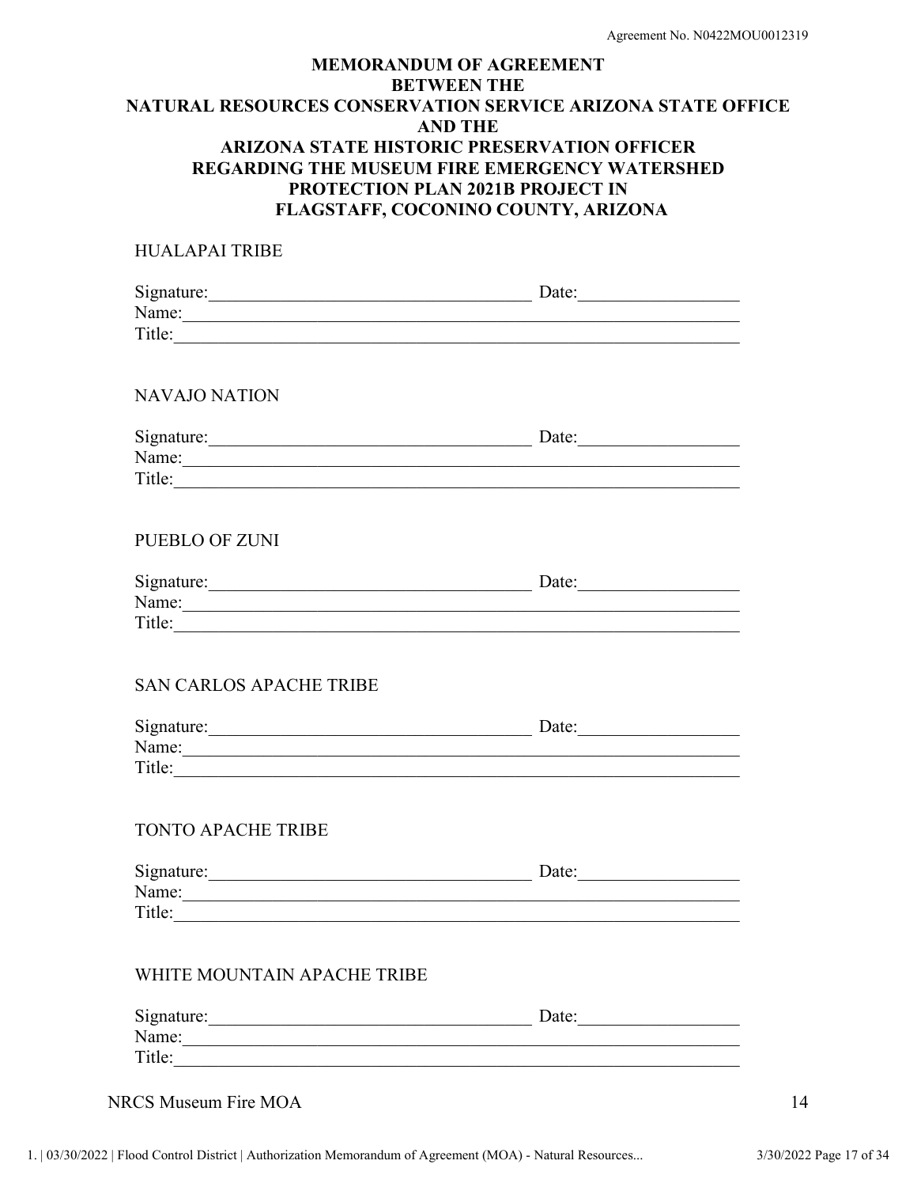**MEMORANDUM OF AGREEMENT BETWEEN THE NATURAL RESOURCES CONSERVATION SERVICE ARIZONA STATE OFFICE AND THE ARIZONA STATE HISTORIC PRESERVATION OFFICER REGARDING THE MUSEUM FIRE EMERGENCY WATERSHED PROTECTION PLAN 2021B PROJECT IN FLAGSTAFF, COCONINO COUNTY, ARIZONA**

HUALAPAI TRIBE

Signature:\_\_\_\_\_\_\_\_\_\_\_\_\_\_\_\_\_\_\_\_\_\_\_\_\_\_\_\_\_\_\_\_\_\_\_\_ Date:\_\_\_\_\_\_\_\_\_\_\_\_\_\_\_\_\_\_
Name:\_\_\_\_\_\_\_\_\_\_\_\_\_\_\_\_\_\_\_\_\_\_\_\_\_\_\_\_\_\_\_\_\_\_\_\_\_\_\_\_\_\_\_\_\_\_\_\_\_\_\_\_\_\_\_\_\_\_\_
Title:\_\_\_\_\_\_\_\_\_\_\_\_\_\_\_\_\_\_\_\_\_\_\_\_\_\_\_\_\_\_\_\_\_\_\_\_\_\_\_\_\_\_\_\_\_\_\_\_\_\_\_\_\_\_\_\_\_\_\_\_

NAVAJO NATION

Signature:\_\_\_\_\_\_\_\_\_\_\_\_\_\_\_\_\_\_\_\_\_\_\_\_\_\_\_\_\_\_\_\_\_\_\_\_ Date:\_\_\_\_\_\_\_\_\_\_\_\_\_\_\_\_\_\_
Name:\_\_\_\_\_\_\_\_\_\_\_\_\_\_\_\_\_\_\_\_\_\_\_\_\_\_\_\_\_\_\_\_\_\_\_\_\_\_\_\_\_\_\_\_\_\_\_\_\_\_\_\_\_\_\_\_\_\_\_
Title:\_\_\_\_\_\_\_\_\_\_\_\_\_\_\_\_\_\_\_\_\_\_\_\_\_\_\_\_\_\_\_\_\_\_\_\_\_\_\_\_\_\_\_\_\_\_\_\_\_\_\_\_\_\_\_\_\_\_\_\_

PUEBLO OF ZUNI

Signature:\_\_\_\_\_\_\_\_\_\_\_\_\_\_\_\_\_\_\_\_\_\_\_\_\_\_\_\_\_\_\_\_\_\_\_\_ Date:\_\_\_\_\_\_\_\_\_\_\_\_\_\_\_\_\_\_
Name:\_\_\_\_\_\_\_\_\_\_\_\_\_\_\_\_\_\_\_\_\_\_\_\_\_\_\_\_\_\_\_\_\_\_\_\_\_\_\_\_\_\_\_\_\_\_\_\_\_\_\_\_\_\_\_\_\_\_\_
Title:\_\_\_\_\_\_\_\_\_\_\_\_\_\_\_\_\_\_\_\_\_\_\_\_\_\_\_\_\_\_\_\_\_\_\_\_\_\_\_\_\_\_\_\_\_\_\_\_\_\_\_\_\_\_\_\_\_\_\_\_

SAN CARLOS APACHE TRIBE

Signature:\_\_\_\_\_\_\_\_\_\_\_\_\_\_\_\_\_\_\_\_\_\_\_\_\_\_\_\_\_\_\_\_\_\_\_\_ Date:\_\_\_\_\_\_\_\_\_\_\_\_\_\_\_\_\_\_
Name:\_\_\_\_\_\_\_\_\_\_\_\_\_\_\_\_\_\_\_\_\_\_\_\_\_\_\_\_\_\_\_\_\_\_\_\_\_\_\_\_\_\_\_\_\_\_\_\_\_\_\_\_\_\_\_\_\_\_\_
Title:\_\_\_\_\_\_\_\_\_\_\_\_\_\_\_\_\_\_\_\_\_\_\_\_\_\_\_\_\_\_\_\_\_\_\_\_\_\_\_\_\_\_\_\_\_\_\_\_\_\_\_\_\_\_\_\_\_\_\_\_

TONTO APACHE TRIBE

Signature:\_\_\_\_\_\_\_\_\_\_\_\_\_\_\_\_\_\_\_\_\_\_\_\_\_\_\_\_\_\_\_\_\_\_\_\_ Date:\_\_\_\_\_\_\_\_\_\_\_\_\_\_\_\_\_\_
Name:\_\_\_\_\_\_\_\_\_\_\_\_\_\_\_\_\_\_\_\_\_\_\_\_\_\_\_\_\_\_\_\_\_\_\_\_\_\_\_\_\_\_\_\_\_\_\_\_\_\_\_\_\_\_\_\_\_\_\_
Title:\_\_\_\_\_\_\_\_\_\_\_\_\_\_\_\_\_\_\_\_\_\_\_\_\_\_\_\_\_\_\_\_\_\_\_\_\_\_\_\_\_\_\_\_\_\_\_\_\_\_\_\_\_\_\_\_\_\_\_\_

WHITE MOUNTAIN APACHE TRIBE

Signature:\_\_\_\_\_\_\_\_\_\_\_\_\_\_\_\_\_\_\_\_\_\_\_\_\_\_\_\_\_\_\_\_\_\_\_\_ Date:\_\_\_\_\_\_\_\_\_\_\_\_\_\_\_\_\_\_
Name:\_\_\_\_\_\_\_\_\_\_\_\_\_\_\_\_\_\_\_\_\_\_\_\_\_\_\_\_\_\_\_\_\_\_\_\_\_\_\_\_\_\_\_\_\_\_\_\_\_\_\_\_\_\_\_\_\_\_\_
Title:\_\_\_\_\_\_\_\_\_\_\_\_\_\_\_\_\_\_\_\_\_\_\_\_\_\_\_\_\_\_\_\_\_\_\_\_\_\_\_\_\_\_\_\_\_\_\_\_\_\_\_\_\_\_\_\_\_\_\_\_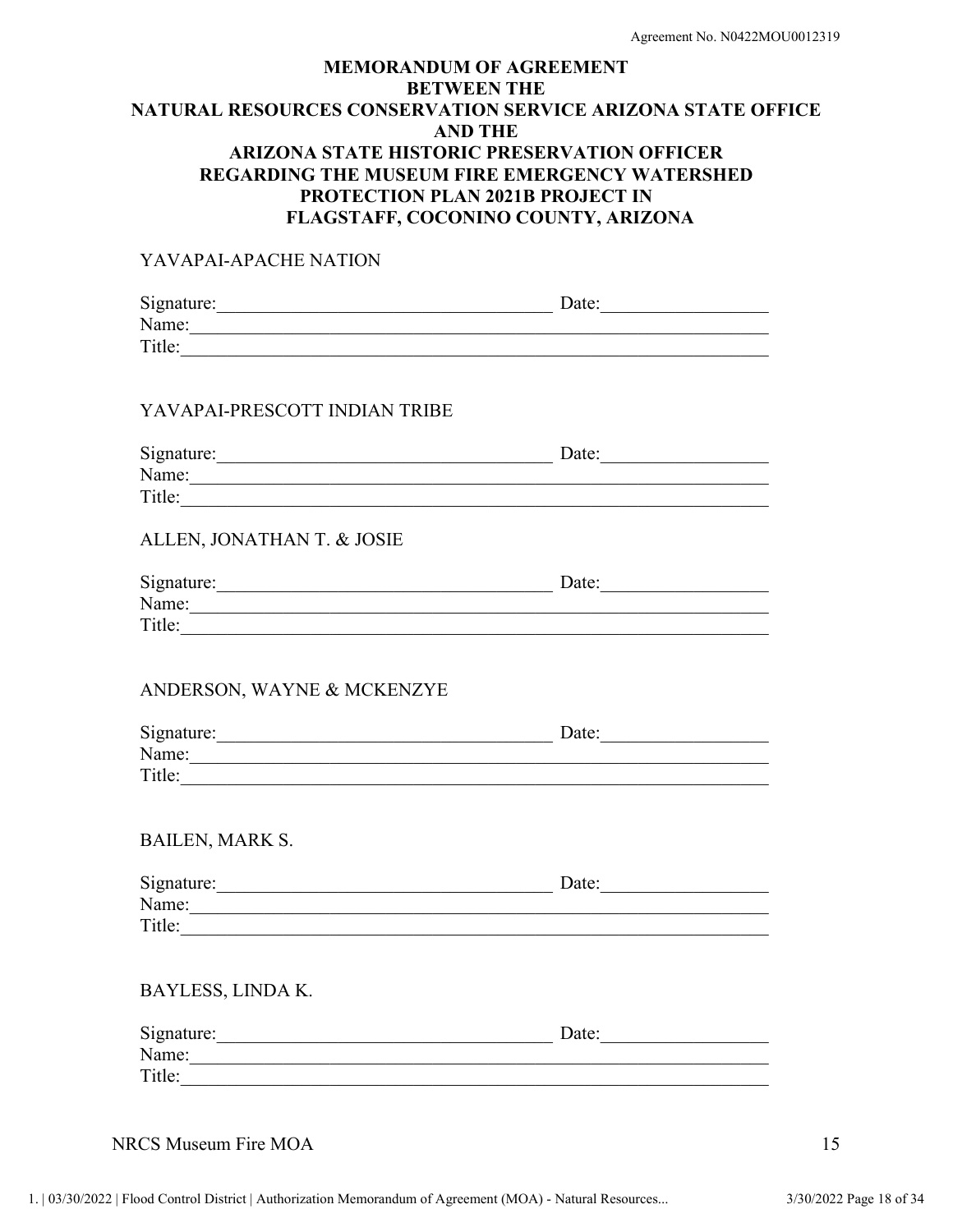**MEMORANDUM OF AGREEMENT**
**BETWEEN THE**
**NATURAL RESOURCES CONSERVATION SERVICE ARIZONA STATE OFFICE**
**AND THE**
**ARIZONA STATE HISTORIC PRESERVATION OFFICER**
**REGARDING THE MUSEUM FIRE EMERGENCY WATERSHED PROTECTION PLAN 2021B PROJECT IN FLAGSTAFF, COCONINO COUNTY, ARIZONA**

YAVAPAI-APACHE NATION

Signature:_________________________________ Date:_______________
Name:_____________________________________________________
Title:______________________________________________________

YAVAPAI-PRESCOTT INDIAN TRIBE

Signature:_________________________________ Date:_______________
Name:_____________________________________________________
Title:______________________________________________________

ALLEN, JONATHAN T. & JOSIE

Signature:_________________________________ Date:_______________
Name:_____________________________________________________
Title:______________________________________________________

ANDERSON, WAYNE & MCKENZYE

Signature:_________________________________ Date:_______________
Name:_____________________________________________________
Title:______________________________________________________

BAILEN, MARK S.

Signature:_________________________________ Date:_______________
Name:_____________________________________________________
Title:______________________________________________________

BAYLESS, LINDA K.

Signature:_________________________________ Date:_______________
Name:_____________________________________________________
Title:______________________________________________________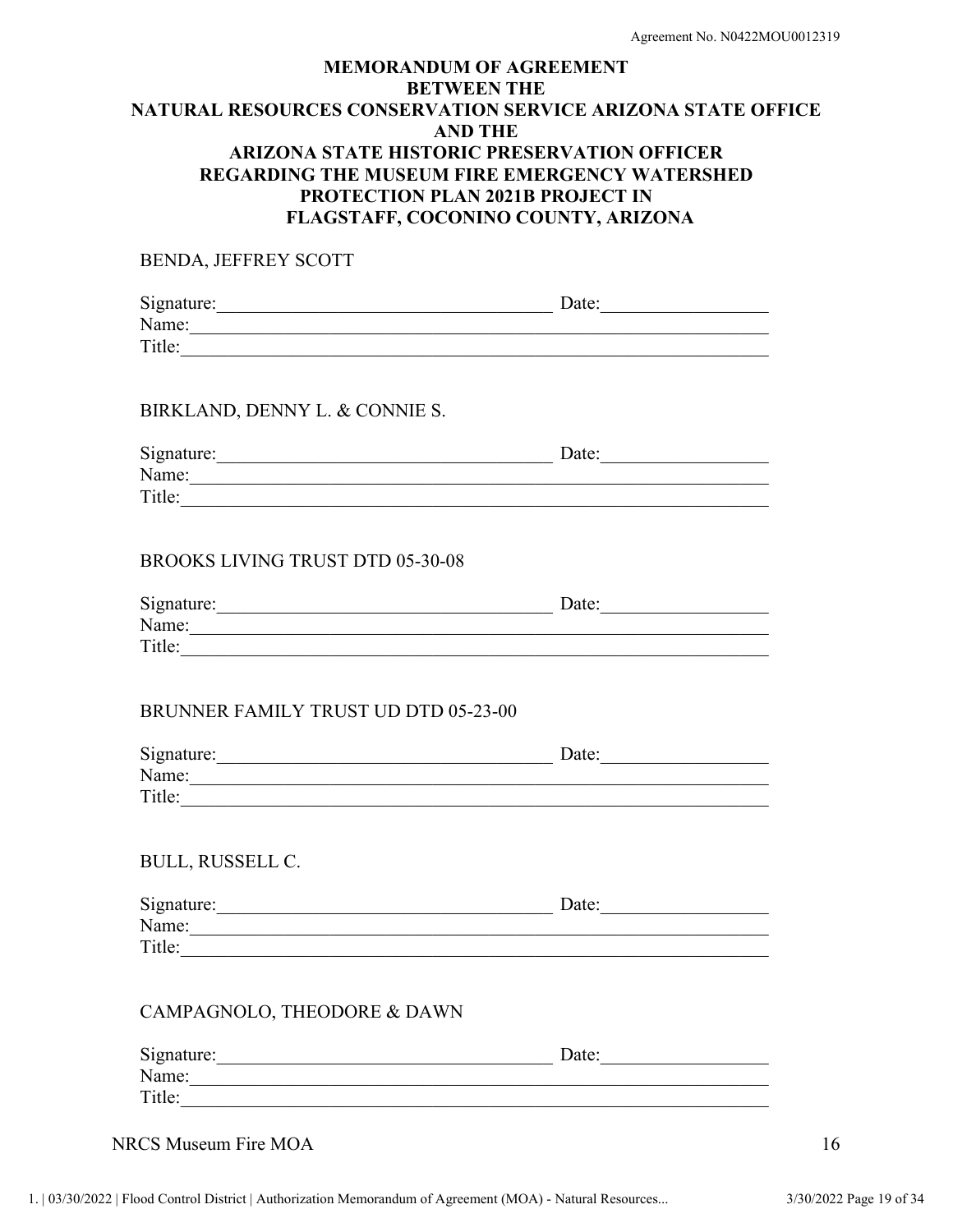Agreement No. N0422MOU0012319

**MEMORANDUM OF AGREEMENT**
**BETWEEN THE**
**NATURAL RESOURCES CONSERVATION SERVICE ARIZONA STATE OFFICE**
**AND THE**
**ARIZONA STATE HISTORIC PRESERVATION OFFICER**
**REGARDING THE MUSEUM FIRE EMERGENCY WATERSHED PROTECTION PLAN 2021B PROJECT IN FLAGSTAFF, COCONINO COUNTY, ARIZONA**

BENDA, JEFFREY SCOTT

Signature:_________________________________ Date:_______________
Name:_____________________________________________________
Title:______________________________________________________

BIRKLAND, DENNY L. & CONNIE S.

Signature:_________________________________ Date:_______________
Name:_____________________________________________________
Title:______________________________________________________

BROOKS LIVING TRUST DTD 05-30-08

Signature:_________________________________ Date:_______________
Name:_____________________________________________________
Title:______________________________________________________

BRUNNER FAMILY TRUST UD DTD 05-23-00

Signature:_________________________________ Date:_______________
Name:_____________________________________________________
Title:______________________________________________________

BULL, RUSSELL C.

Signature:_________________________________ Date:_______________
Name:_____________________________________________________
Title:______________________________________________________

CAMPAGNOLO, THEODORE & DAWN

Signature:_________________________________ Date:_______________
Name:_____________________________________________________
Title:______________________________________________________

NRCS Museum Fire MOA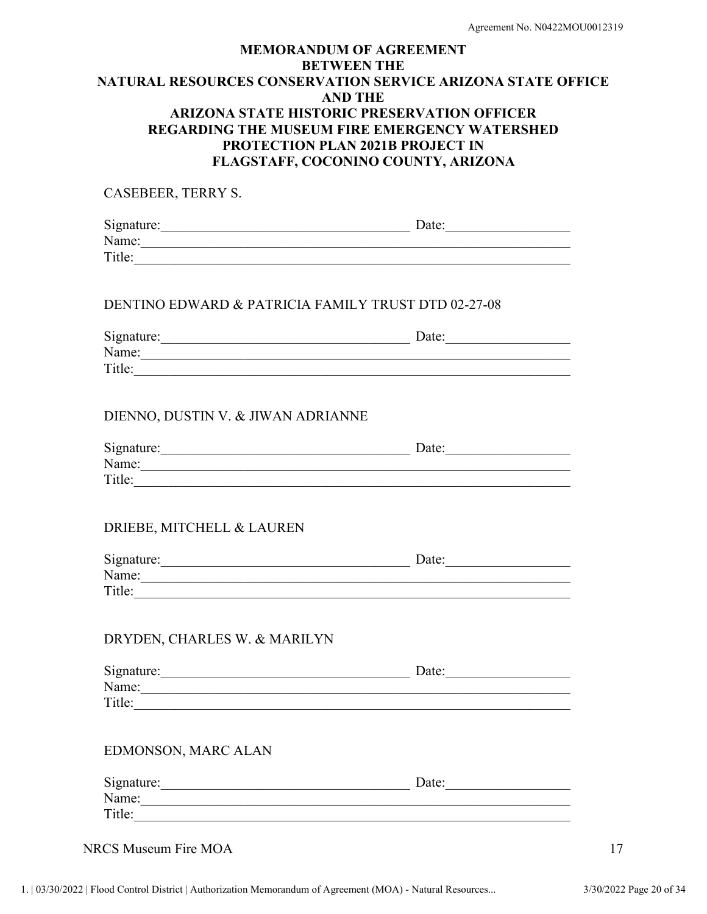**MEMORANDUM OF AGREEMENT**
**BETWEEN THE**
**NATURAL RESOURCES CONSERVATION SERVICE ARIZONA STATE OFFICE**
**AND THE**
**ARIZONA STATE HISTORIC PRESERVATION OFFICER**
**REGARDING THE MUSEUM FIRE EMERGENCY WATERSHED PROTECTION PLAN 2021B PROJECT IN FLAGSTAFF, COCONINO COUNTY, ARIZONA**

CASEBEER, TERRY S.

Signature:_________________________________ Date:________________
Name:_____________________________________________________
Title:______________________________________________________

DENTINO EDWARD & PATRICIA FAMILY TRUST DTD 02-27-08

Signature:_________________________________ Date:________________
Name:_____________________________________________________
Title:______________________________________________________

DIENNO, DUSTIN V. & JIWAN ADRIANNE

Signature:_________________________________ Date:________________
Name:_____________________________________________________
Title:______________________________________________________

DRIEBE, MITCHELL & LAUREN

Signature:_________________________________ Date:________________
Name:_____________________________________________________
Title:______________________________________________________

DRYDEN, CHARLES W. & MARILYN

Signature:_________________________________ Date:________________
Name:_____________________________________________________
Title:______________________________________________________

EDMONSON, MARC ALAN

Signature:_________________________________ Date:________________
Name:_____________________________________________________
Title:______________________________________________________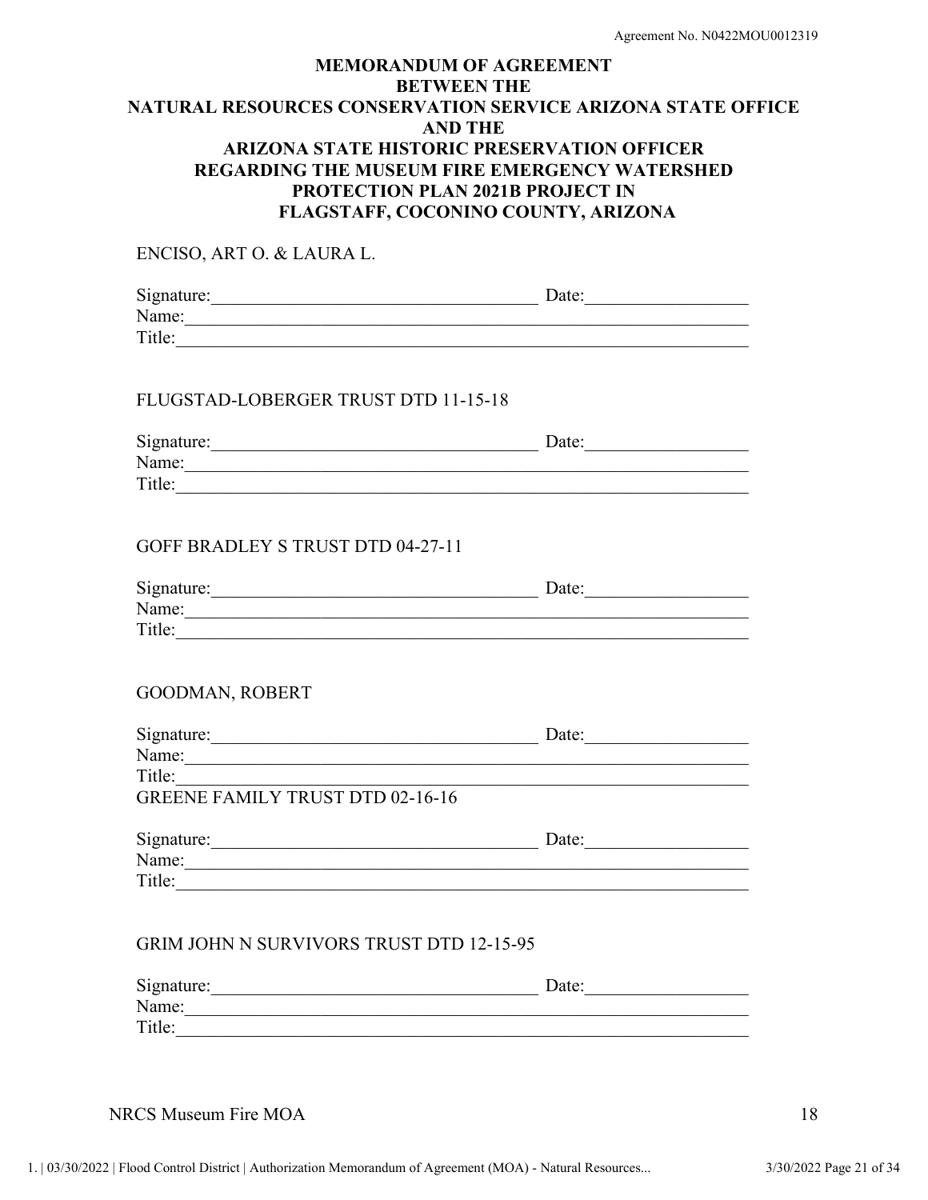**MEMORANDUM OF AGREEMENT**
**BETWEEN THE**
**NATURAL RESOURCES CONSERVATION SERVICE ARIZONA STATE OFFICE**
**AND THE**
**ARIZONA STATE HISTORIC PRESERVATION OFFICER**
**REGARDING THE MUSEUM FIRE EMERGENCY WATERSHED PROTECTION PLAN 2021B PROJECT IN FLAGSTAFF, COCONINO COUNTY, ARIZONA**

ENCISO, ART O. & LAURA L.

Signature:_________________________________ Date:________________
Name:_____________________________________________________
Title:______________________________________________________

FLUGSTAD-LOBERGER TRUST DTD 11-15-18

Signature:_________________________________ Date:________________
Name:_____________________________________________________
Title:______________________________________________________

GOFF BRADLEY S TRUST DTD 04-27-11

Signature:_________________________________ Date:________________
Name:_____________________________________________________
Title:______________________________________________________

GOODMAN, ROBERT

Signature:_________________________________ Date:________________
Name:_____________________________________________________
Title:______________________________________________________

GREENE FAMILY TRUST DTD 02-16-16

Signature:_________________________________ Date:________________
Name:_____________________________________________________
Title:______________________________________________________

GRIM JOHN N SURVIVORS TRUST DTD 12-15-95

Signature:_________________________________ Date:________________
Name:_____________________________________________________
Title:______________________________________________________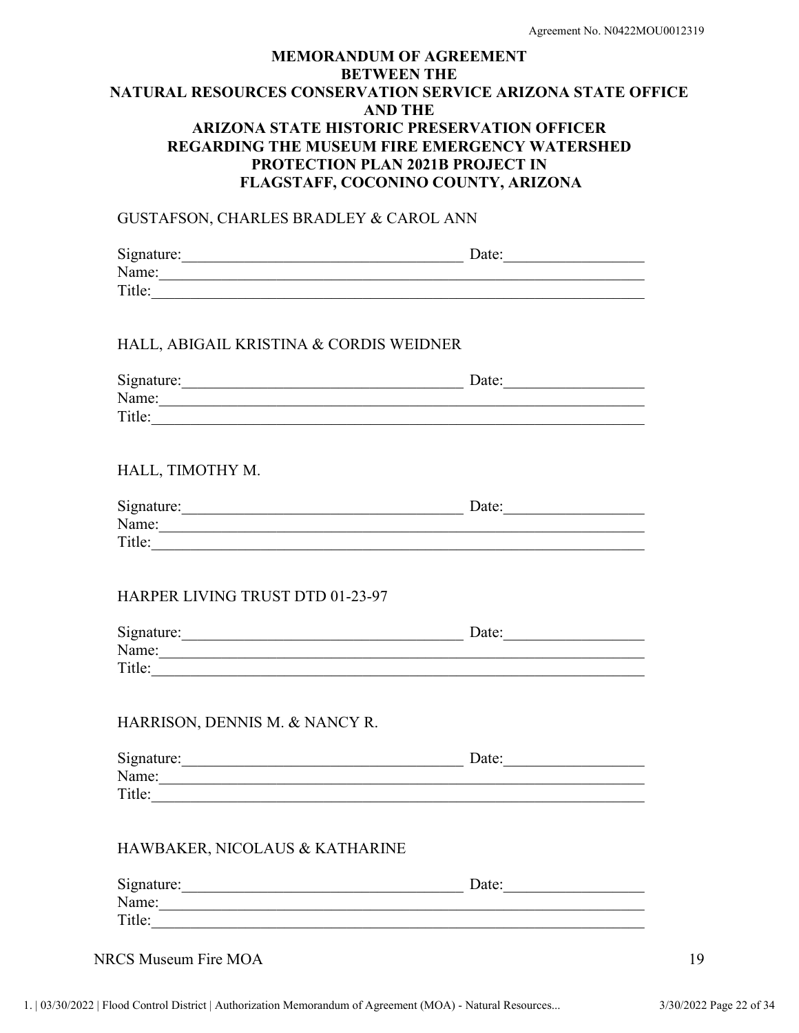# MEMORANDUM OF AGREEMENT BETWEEN THE NATURAL RESOURCES CONSERVATION SERVICE ARIZONA STATE OFFICE AND THE ARIZONA STATE HISTORIC PRESERVATION OFFICER REGARDING THE MUSEUM FIRE EMERGENCY WATERSHED PROTECTION PLAN 2021B PROJECT IN FLAGSTAFF, COCONINO COUNTY, ARIZONA

GUSTAFSON, CHARLES BRADLEY & CAROL ANN

Signature:_________________________________ Date:_______________
Name:_____________________________________________________
Title:_____________________________________________________

HALL, ABIGAIL KRISTINA & CORDIS WEIDNER

Signature:_________________________________ Date:_______________
Name:_____________________________________________________
Title:_____________________________________________________

HALL, TIMOTHY M.

Signature:_________________________________ Date:_______________
Name:_____________________________________________________
Title:_____________________________________________________

HARPER LIVING TRUST DTD 01-23-97

Signature:_________________________________ Date:_______________
Name:_____________________________________________________
Title:_____________________________________________________

HARRISON, DENNIS M. & NANCY R.

Signature:_________________________________ Date:_______________
Name:_____________________________________________________
Title:_____________________________________________________

HAWBAKER, NICOLAUS & KATHARINE

Signature:_________________________________ Date:_______________
Name:_____________________________________________________
Title:_____________________________________________________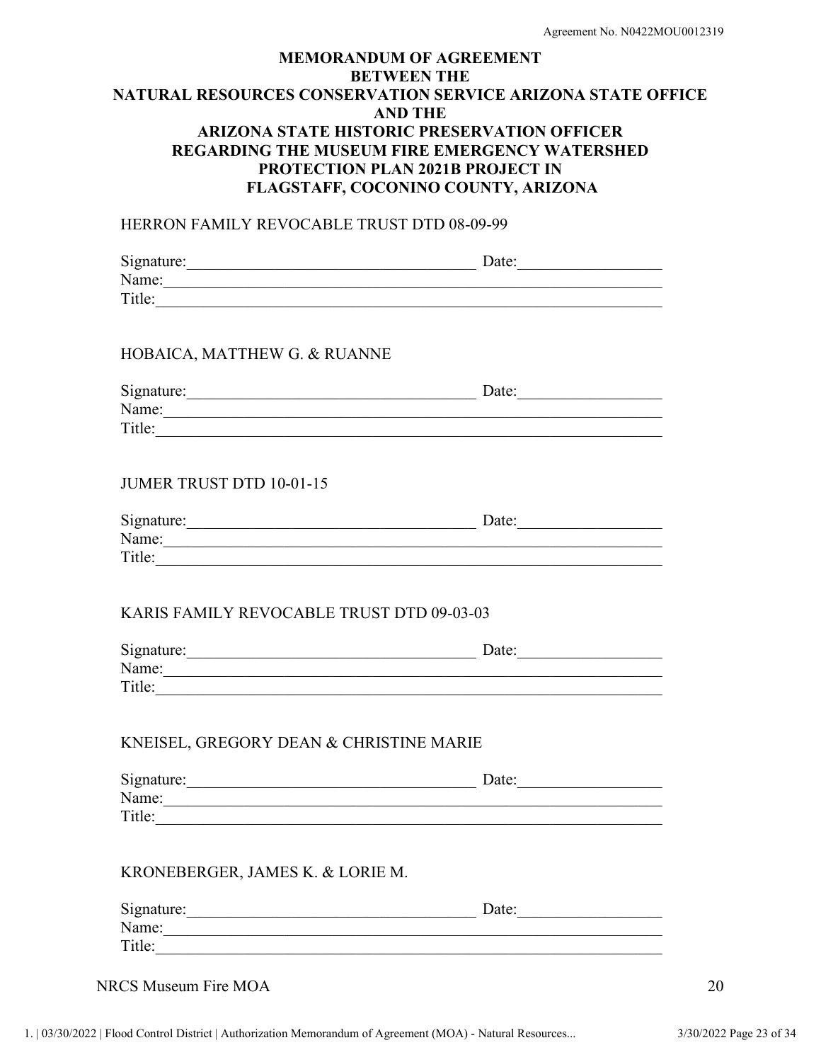# MEMORANDUM OF AGREEMENT BETWEEN THE NATURAL RESOURCES CONSERVATION SERVICE ARIZONA STATE OFFICE AND THE ARIZONA STATE HISTORIC PRESERVATION OFFICER REGARDING THE MUSEUM FIRE EMERGENCY WATERSHED PROTECTION PLAN 2021B PROJECT IN FLAGSTAFF, COCONINO COUNTY, ARIZONA

HERRON FAMILY REVOCABLE TRUST DTD 08-09-99

Signature:_________________________________ Date:_______________
Name:_______________________________________________________
Title:________________________________________________________

HOBAICA, MATTHEW G. & RUANNE

Signature:_________________________________ Date:_______________
Name:_______________________________________________________
Title:________________________________________________________

JUMER TRUST DTD 10-01-15

Signature:_________________________________ Date:_______________
Name:_______________________________________________________
Title:________________________________________________________

KARIS FAMILY REVOCABLE TRUST DTD 09-03-03

Signature:_________________________________ Date:_______________
Name:_______________________________________________________
Title:________________________________________________________

KNEISEL, GREGORY DEAN & CHRISTINE MARIE

Signature:_________________________________ Date:_______________
Name:_______________________________________________________
Title:________________________________________________________

KRONEBERGER, JAMES K. & LORIE M.

Signature:_________________________________ Date:_______________
Name:_______________________________________________________
Title:________________________________________________________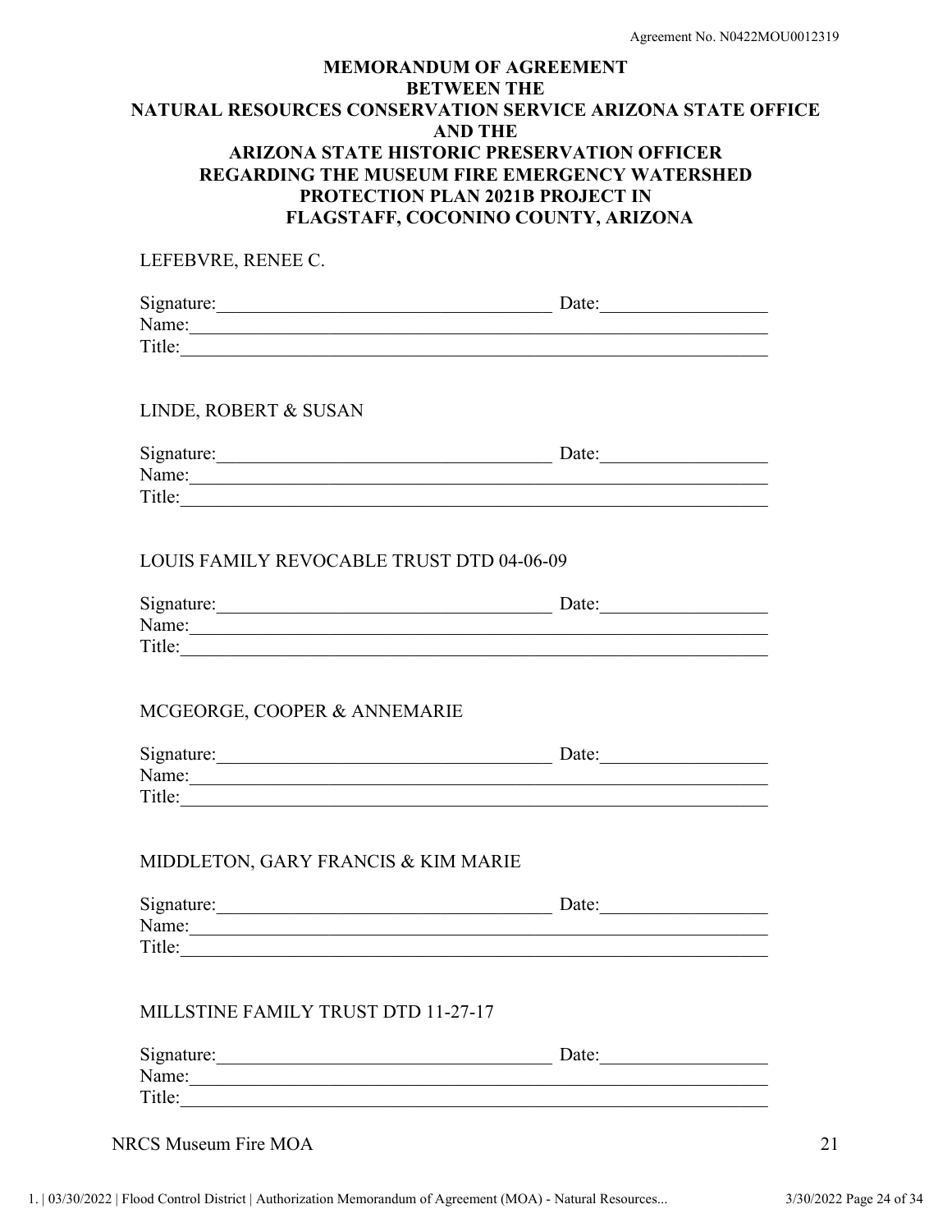**MEMORANDUM OF AGREEMENT**
**BETWEEN THE**
**NATURAL RESOURCES CONSERVATION SERVICE ARIZONA STATE OFFICE**
**AND THE**
**ARIZONA STATE HISTORIC PRESERVATION OFFICER**
**REGARDING THE MUSEUM FIRE EMERGENCY WATERSHED**
**PROTECTION PLAN 2021B PROJECT IN**
**FLAGSTAFF, COCONINO COUNTY, ARIZONA**

LEFEBVRE, RENEE C.

Signature:\_\_\_\_\_\_\_\_\_\_\_\_\_\_\_\_\_\_\_\_\_\_\_\_\_\_\_\_\_\_\_\_\_\_\_\_ Date:\_\_\_\_\_\_\_\_\_\_\_\_\_\_\_\_\_
Name:\_\_\_\_\_\_\_\_\_\_\_\_\_\_\_\_\_\_\_\_\_\_\_\_\_\_\_\_\_\_\_\_\_\_\_\_\_\_\_\_\_\_\_\_\_\_\_\_\_\_\_\_\_\_\_\_
Title:\_\_\_\_\_\_\_\_\_\_\_\_\_\_\_\_\_\_\_\_\_\_\_\_\_\_\_\_\_\_\_\_\_\_\_\_\_\_\_\_\_\_\_\_\_\_\_\_\_\_\_\_\_\_\_\_\_

LINDE, ROBERT & SUSAN

Signature:\_\_\_\_\_\_\_\_\_\_\_\_\_\_\_\_\_\_\_\_\_\_\_\_\_\_\_\_\_\_\_\_\_\_\_\_ Date:\_\_\_\_\_\_\_\_\_\_\_\_\_\_\_\_\_
Name:\_\_\_\_\_\_\_\_\_\_\_\_\_\_\_\_\_\_\_\_\_\_\_\_\_\_\_\_\_\_\_\_\_\_\_\_\_\_\_\_\_\_\_\_\_\_\_\_\_\_\_\_\_\_\_\_
Title:\_\_\_\_\_\_\_\_\_\_\_\_\_\_\_\_\_\_\_\_\_\_\_\_\_\_\_\_\_\_\_\_\_\_\_\_\_\_\_\_\_\_\_\_\_\_\_\_\_\_\_\_\_\_\_\_\_

LOUIS FAMILY REVOCABLE TRUST DTD 04-06-09

Signature:\_\_\_\_\_\_\_\_\_\_\_\_\_\_\_\_\_\_\_\_\_\_\_\_\_\_\_\_\_\_\_\_\_\_\_\_ Date:\_\_\_\_\_\_\_\_\_\_\_\_\_\_\_\_\_
Name:\_\_\_\_\_\_\_\_\_\_\_\_\_\_\_\_\_\_\_\_\_\_\_\_\_\_\_\_\_\_\_\_\_\_\_\_\_\_\_\_\_\_\_\_\_\_\_\_\_\_\_\_\_\_\_\_
Title:\_\_\_\_\_\_\_\_\_\_\_\_\_\_\_\_\_\_\_\_\_\_\_\_\_\_\_\_\_\_\_\_\_\_\_\_\_\_\_\_\_\_\_\_\_\_\_\_\_\_\_\_\_\_\_\_\_

MCGEORGE, COOPER & ANNEMARIE

Signature:\_\_\_\_\_\_\_\_\_\_\_\_\_\_\_\_\_\_\_\_\_\_\_\_\_\_\_\_\_\_\_\_\_\_\_\_ Date:\_\_\_\_\_\_\_\_\_\_\_\_\_\_\_\_\_
Name:\_\_\_\_\_\_\_\_\_\_\_\_\_\_\_\_\_\_\_\_\_\_\_\_\_\_\_\_\_\_\_\_\_\_\_\_\_\_\_\_\_\_\_\_\_\_\_\_\_\_\_\_\_\_\_\_
Title:\_\_\_\_\_\_\_\_\_\_\_\_\_\_\_\_\_\_\_\_\_\_\_\_\_\_\_\_\_\_\_\_\_\_\_\_\_\_\_\_\_\_\_\_\_\_\_\_\_\_\_\_\_\_\_\_\_

MIDDLETON, GARY FRANCIS & KIM MARIE

Signature:\_\_\_\_\_\_\_\_\_\_\_\_\_\_\_\_\_\_\_\_\_\_\_\_\_\_\_\_\_\_\_\_\_\_\_\_ Date:\_\_\_\_\_\_\_\_\_\_\_\_\_\_\_\_\_
Name:\_\_\_\_\_\_\_\_\_\_\_\_\_\_\_\_\_\_\_\_\_\_\_\_\_\_\_\_\_\_\_\_\_\_\_\_\_\_\_\_\_\_\_\_\_\_\_\_\_\_\_\_\_\_\_\_
Title:\_\_\_\_\_\_\_\_\_\_\_\_\_\_\_\_\_\_\_\_\_\_\_\_\_\_\_\_\_\_\_\_\_\_\_\_\_\_\_\_\_\_\_\_\_\_\_\_\_\_\_\_\_\_\_\_\_

MILLSTINE FAMILY TRUST DTD 11-27-17

Signature:\_\_\_\_\_\_\_\_\_\_\_\_\_\_\_\_\_\_\_\_\_\_\_\_\_\_\_\_\_\_\_\_\_\_\_\_ Date:\_\_\_\_\_\_\_\_\_\_\_\_\_\_\_\_\_
Name:\_\_\_\_\_\_\_\_\_\_\_\_\_\_\_\_\_\_\_\_\_\_\_\_\_\_\_\_\_\_\_\_\_\_\_\_\_\_\_\_\_\_\_\_\_\_\_\_\_\_\_\_\_\_\_\_
Title:\_\_\_\_\_\_\_\_\_\_\_\_\_\_\_\_\_\_\_\_\_\_\_\_\_\_\_\_\_\_\_\_\_\_\_\_\_\_\_\_\_\_\_\_\_\_\_\_\_\_\_\_\_\_\_\_\_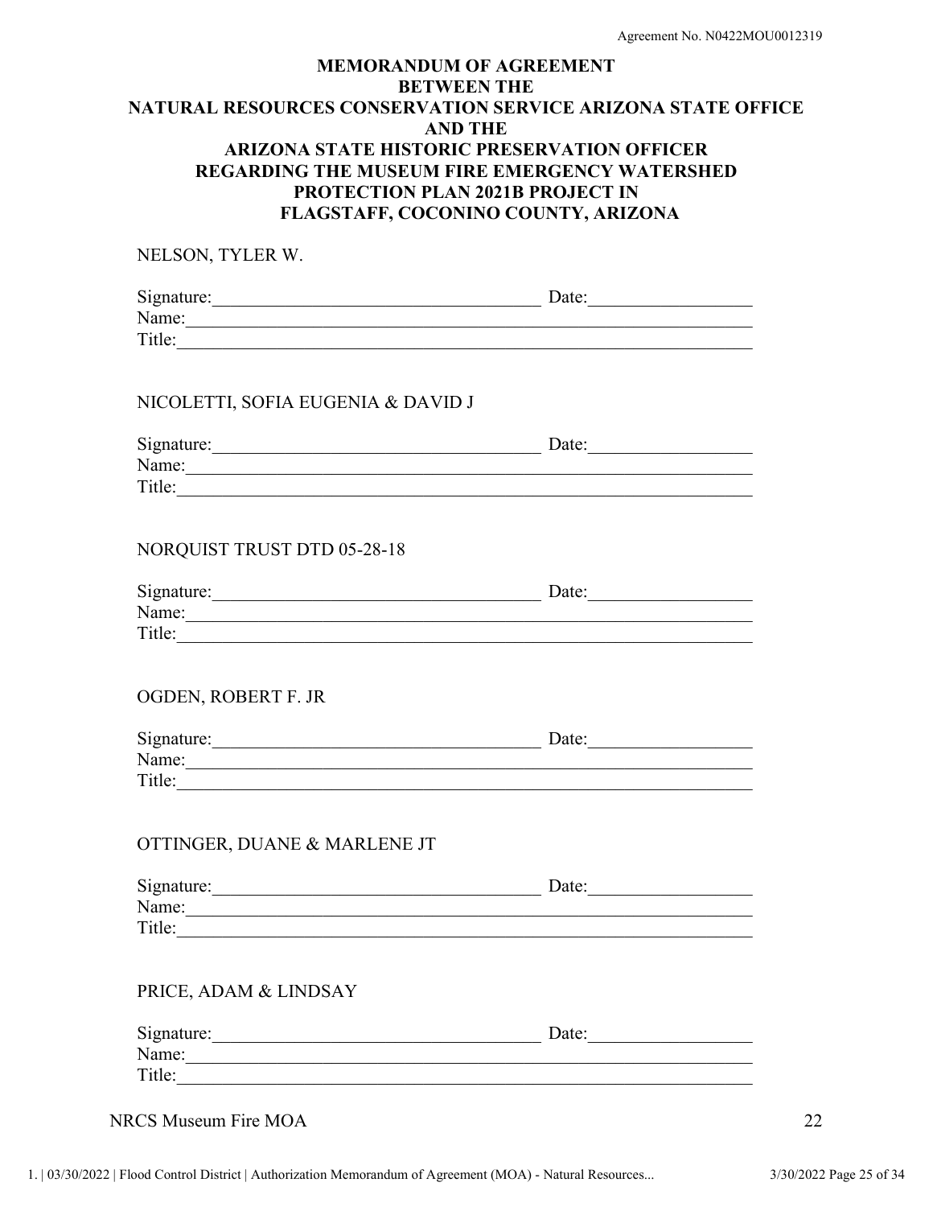Agreement No. N0422MOU0012319

**MEMORANDUM OF AGREEMENT
BETWEEN THE
NATURAL RESOURCES CONSERVATION SERVICE ARIZONA STATE OFFICE
AND THE
ARIZONA STATE HISTORIC PRESERVATION OFFICER
REGARDING THE MUSEUM FIRE EMERGENCY WATERSHED
PROTECTION PLAN 2021B PROJECT IN
FLAGSTAFF, COCONINO COUNTY, ARIZONA**

NELSON, TYLER W.

Signature:_________________________________ Date:________________
Name:_______________________________________________________
Title:________________________________________________________

NICOLETTI, SOFIA EUGENIA & DAVID J

Signature:_________________________________ Date:________________
Name:_______________________________________________________
Title:________________________________________________________

NORQUIST TRUST DTD 05-28-18

Signature:_________________________________ Date:________________
Name:_______________________________________________________
Title:________________________________________________________

OGDEN, ROBERT F. JR

Signature:_________________________________ Date:________________
Name:_______________________________________________________
Title:________________________________________________________

OTTINGER, DUANE & MARLENE JT

Signature:_________________________________ Date:________________
Name:_______________________________________________________
Title:________________________________________________________

PRICE, ADAM & LINDSAY

Signature:_________________________________ Date:________________
Name:_______________________________________________________
Title:________________________________________________________

NRCS Museum Fire MOA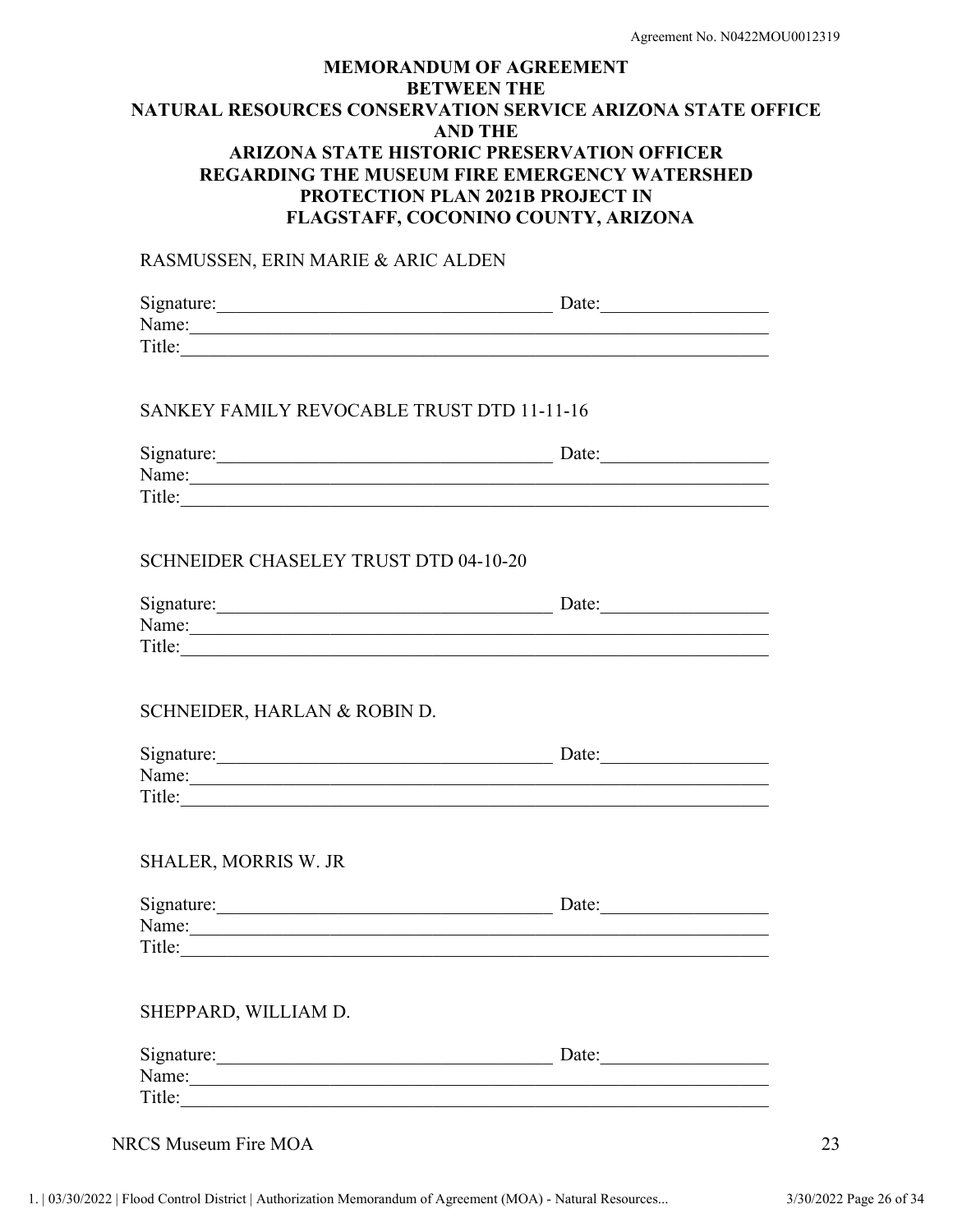# MEMORANDUM OF AGREEMENT BETWEEN THE NATURAL RESOURCES CONSERVATION SERVICE ARIZONA STATE OFFICE AND THE ARIZONA STATE HISTORIC PRESERVATION OFFICER REGARDING THE MUSEUM FIRE EMERGENCY WATERSHED PROTECTION PLAN 2021B PROJECT IN FLAGSTAFF, COCONINO COUNTY, ARIZONA

RASMUSSEN, ERIN MARIE & ARIC ALDEN

Signature:_________________________________ Date:________________
Name:_______________________________________________________
Title:_______________________________________________________

SANKEY FAMILY REVOCABLE TRUST DTD 11-11-16

Signature:_________________________________ Date:________________
Name:_______________________________________________________
Title:_______________________________________________________

SCHNEIDER CHASELEY TRUST DTD 04-10-20

Signature:_________________________________ Date:________________
Name:_______________________________________________________
Title:_______________________________________________________

SCHNEIDER, HARLAN & ROBIN D.

Signature:_________________________________ Date:________________
Name:_______________________________________________________
Title:_______________________________________________________

SHALER, MORRIS W. JR

Signature:_________________________________ Date:________________
Name:_______________________________________________________
Title:_______________________________________________________

SHEPPARD, WILLIAM D.

Signature:_________________________________ Date:________________
Name:_______________________________________________________
Title:_______________________________________________________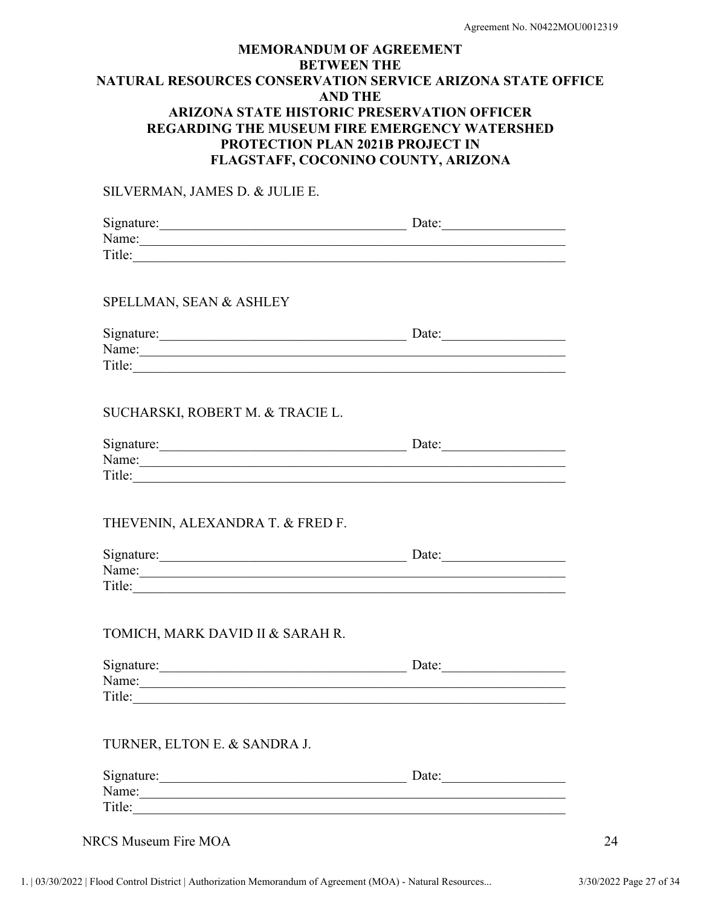Agreement No. N0422MOU0012319

**MEMORANDUM OF AGREEMENT**
**BETWEEN THE**
**NATURAL RESOURCES CONSERVATION SERVICE ARIZONA STATE OFFICE**
**AND THE**
**ARIZONA STATE HISTORIC PRESERVATION OFFICER**
**REGARDING THE MUSEUM FIRE EMERGENCY WATERSHED PROTECTION PLAN 2021B PROJECT IN FLAGSTAFF, COCONINO COUNTY, ARIZONA**

SILVERMAN, JAMES D. & JULIE E.

Signature:_________________________________ Date:_______________
Name:_________________________________________________________
Title:__________________________________________________________

SPELLMAN, SEAN & ASHLEY

Signature:_________________________________ Date:_______________
Name:_________________________________________________________
Title:__________________________________________________________

SUCHARSKI, ROBERT M. & TRACIE L.

Signature:_________________________________ Date:_______________
Name:_________________________________________________________
Title:__________________________________________________________

THEVENIN, ALEXANDRA T. & FRED F.

Signature:_________________________________ Date:_______________
Name:_________________________________________________________
Title:__________________________________________________________

TOMICH, MARK DAVID II & SARAH R.

Signature:_________________________________ Date:_______________
Name:_________________________________________________________
Title:__________________________________________________________

TURNER, ELTON E. & SANDRA J.

Signature:_________________________________ Date:_______________
Name:_________________________________________________________
Title:__________________________________________________________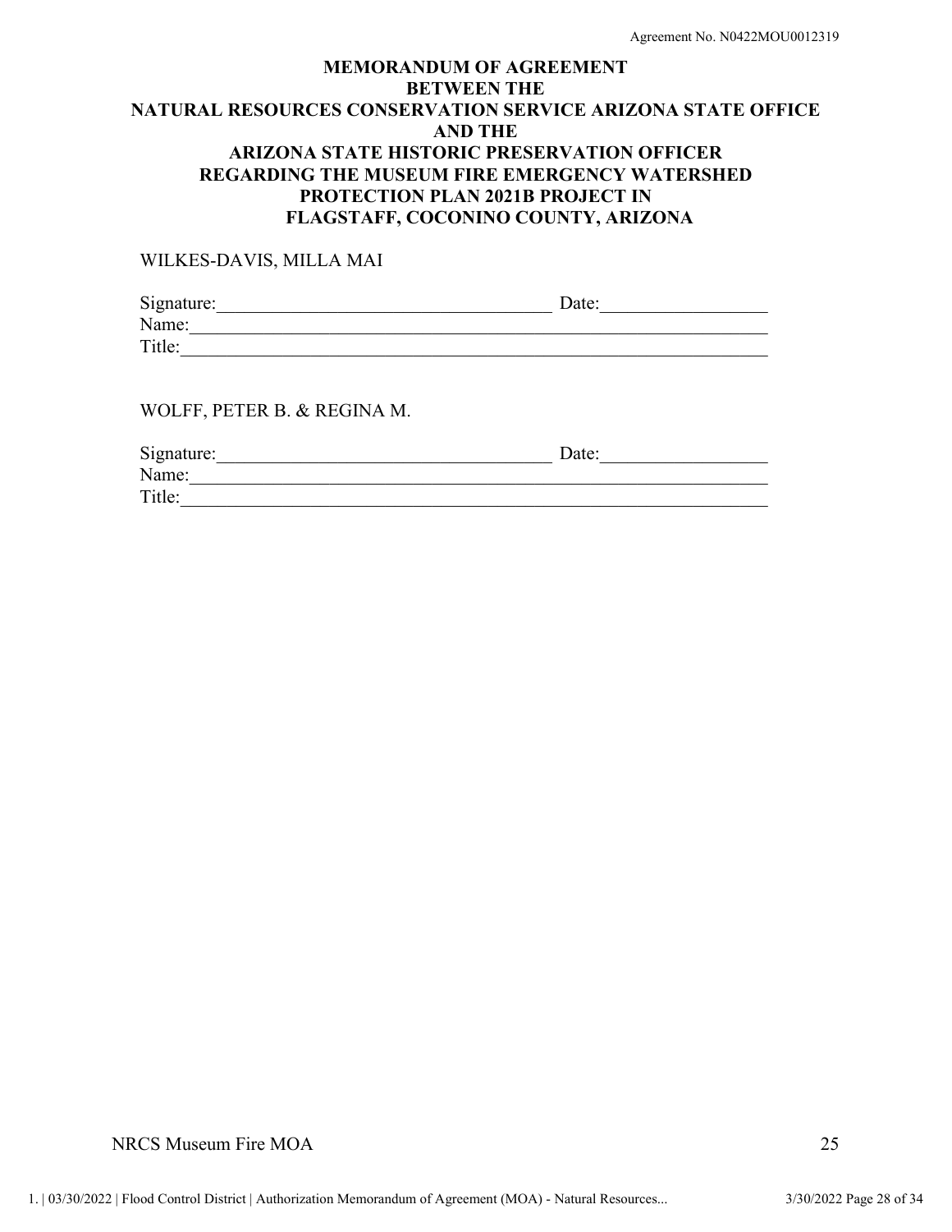**MEMORANDUM OF AGREEMENT**
**BETWEEN THE**
**NATURAL RESOURCES CONSERVATION SERVICE ARIZONA STATE OFFICE**
**AND THE**
**ARIZONA STATE HISTORIC PRESERVATION OFFICER**
**REGARDING THE MUSEUM FIRE EMERGENCY WATERSHED**
**PROTECTION PLAN 2021B PROJECT IN**
**FLAGSTAFF, COCONINO COUNTY, ARIZONA**

WILKES-DAVIS, MILLA MAI

Signature:____________________________________ Date:_________________
Name:_______________________________________________________________
Title:________________________________________________________________

WOLFF, PETER B. & REGINA M.

Signature:____________________________________ Date:_________________
Name:_______________________________________________________________
Title:________________________________________________________________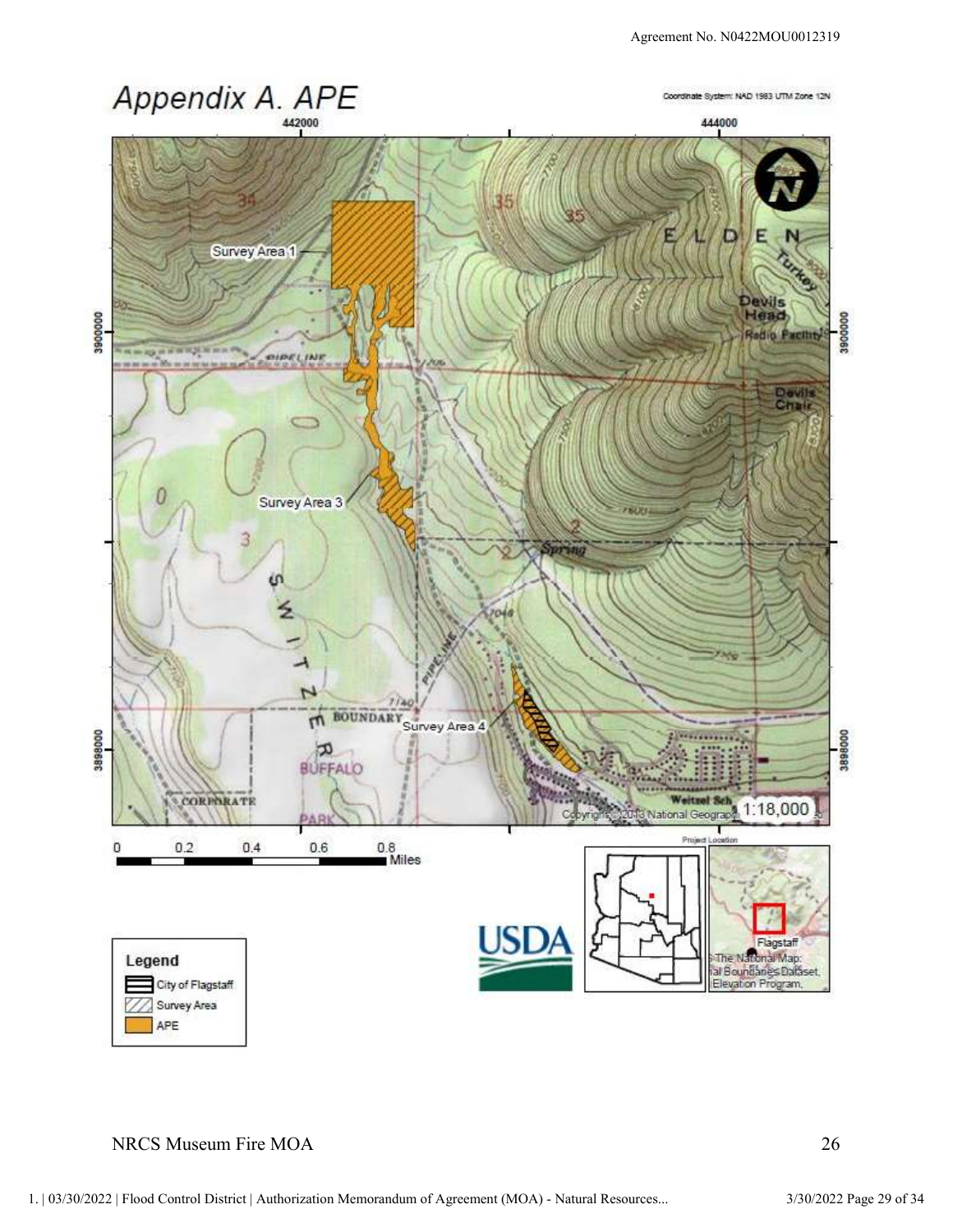Agreement No. N0422MOU0012319

# Appendix A. APE

Coordinate System: NAD 1983 UTM Zone 12N

442000 | 444000

3900000

3898000

Survey Area 1

Survey Area 3

Survey Area 4

ELDEN

Turkey

Devils Head

Radio Facility

Devils Chair

Spring

PIPELINE

BOUNDARY

SWITZER

BUFFALO PARK

CORPORATE

Weitzel Sch

Copyright © 2013 National Geographic

1:18,000

0 0.2 0.4 0.6 0.8 Miles

Project Location

Flagstaff

The National Map: ...al Boundaries Dataset, ...Elevation Program,

USDA

**Legend**

- City of Flagstaff
- Survey Area
- APE

NRCS Museum Fire MOA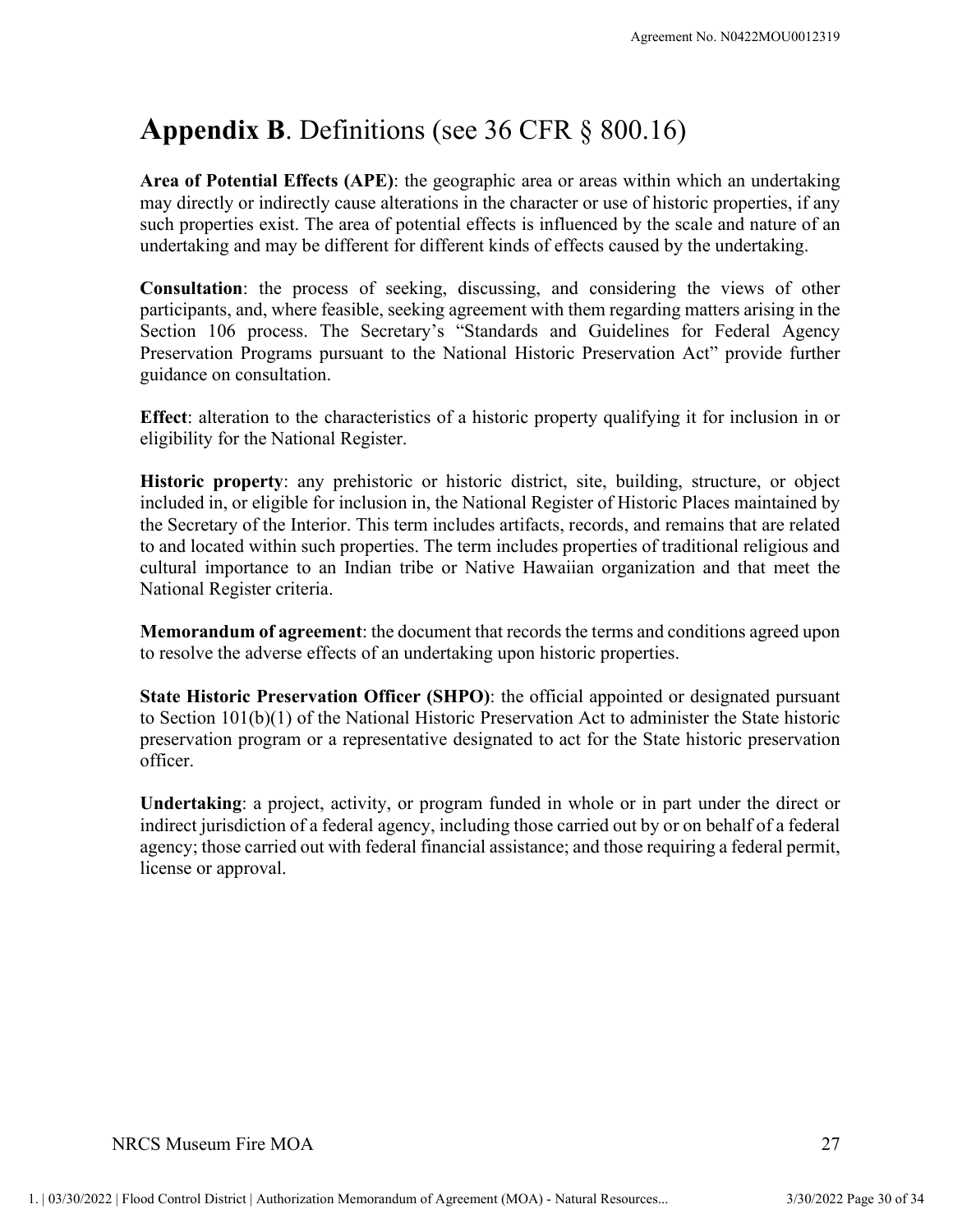# **Appendix B**. Definitions (see 36 CFR § 800.16)

**Area of Potential Effects (APE)**: the geographic area or areas within which an undertaking may directly or indirectly cause alterations in the character or use of historic properties, if any such properties exist. The area of potential effects is influenced by the scale and nature of an undertaking and may be different for different kinds of effects caused by the undertaking.

**Consultation**: the process of seeking, discussing, and considering the views of other participants, and, where feasible, seeking agreement with them regarding matters arising in the Section 106 process. The Secretary's "Standards and Guidelines for Federal Agency Preservation Programs pursuant to the National Historic Preservation Act" provide further guidance on consultation.

**Effect**: alteration to the characteristics of a historic property qualifying it for inclusion in or eligibility for the National Register.

**Historic property**: any prehistoric or historic district, site, building, structure, or object included in, or eligible for inclusion in, the National Register of Historic Places maintained by the Secretary of the Interior. This term includes artifacts, records, and remains that are related to and located within such properties. The term includes properties of traditional religious and cultural importance to an Indian tribe or Native Hawaiian organization and that meet the National Register criteria.

**Memorandum of agreement**: the document that records the terms and conditions agreed upon to resolve the adverse effects of an undertaking upon historic properties.

**State Historic Preservation Officer (SHPO)**: the official appointed or designated pursuant to Section 101(b)(1) of the National Historic Preservation Act to administer the State historic preservation program or a representative designated to act for the State historic preservation officer.

**Undertaking**: a project, activity, or program funded in whole or in part under the direct or indirect jurisdiction of a federal agency, including those carried out by or on behalf of a federal agency; those carried out with federal financial assistance; and those requiring a federal permit, license or approval.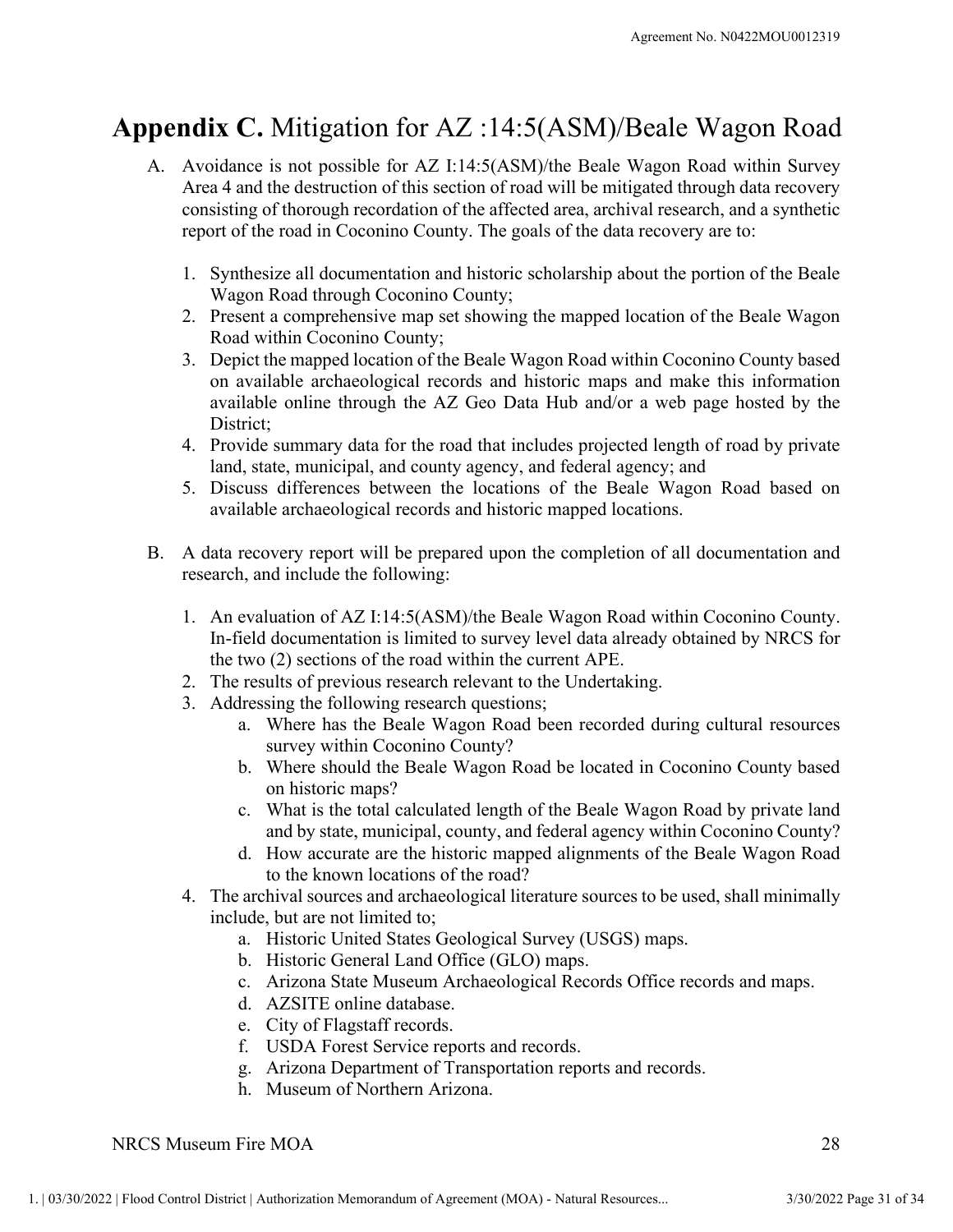# **Appendix C.** Mitigation for AZ :14:5(ASM)/Beale Wagon Road

A. Avoidance is not possible for AZ I:14:5(ASM)/the Beale Wagon Road within Survey Area 4 and the destruction of this section of road will be mitigated through data recovery consisting of thorough recordation of the affected area, archival research, and a synthetic report of the road in Coconino County. The goals of the data recovery are to:

   1. Synthesize all documentation and historic scholarship about the portion of the Beale Wagon Road through Coconino County;
   2. Present a comprehensive map set showing the mapped location of the Beale Wagon Road within Coconino County;
   3. Depict the mapped location of the Beale Wagon Road within Coconino County based on available archaeological records and historic maps and make this information available online through the AZ Geo Data Hub and/or a web page hosted by the District;
   4. Provide summary data for the road that includes projected length of road by private land, state, municipal, and county agency, and federal agency; and
   5. Discuss differences between the locations of the Beale Wagon Road based on available archaeological records and historic mapped locations.

B. A data recovery report will be prepared upon the completion of all documentation and research, and include the following:

   1. An evaluation of AZ I:14:5(ASM)/the Beale Wagon Road within Coconino County. In-field documentation is limited to survey level data already obtained by NRCS for the two (2) sections of the road within the current APE.
   2. The results of previous research relevant to the Undertaking.
   3. Addressing the following research questions;
      a. Where has the Beale Wagon Road been recorded during cultural resources survey within Coconino County?
      b. Where should the Beale Wagon Road be located in Coconino County based on historic maps?
      c. What is the total calculated length of the Beale Wagon Road by private land and by state, municipal, county, and federal agency within Coconino County?
      d. How accurate are the historic mapped alignments of the Beale Wagon Road to the known locations of the road?
   4. The archival sources and archaeological literature sources to be used, shall minimally include, but are not limited to;
      a. Historic United States Geological Survey (USGS) maps.
      b. Historic General Land Office (GLO) maps.
      c. Arizona State Museum Archaeological Records Office records and maps.
      d. AZSITE online database.
      e. City of Flagstaff records.
      f. USDA Forest Service reports and records.
      g. Arizona Department of Transportation reports and records.
      h. Museum of Northern Arizona.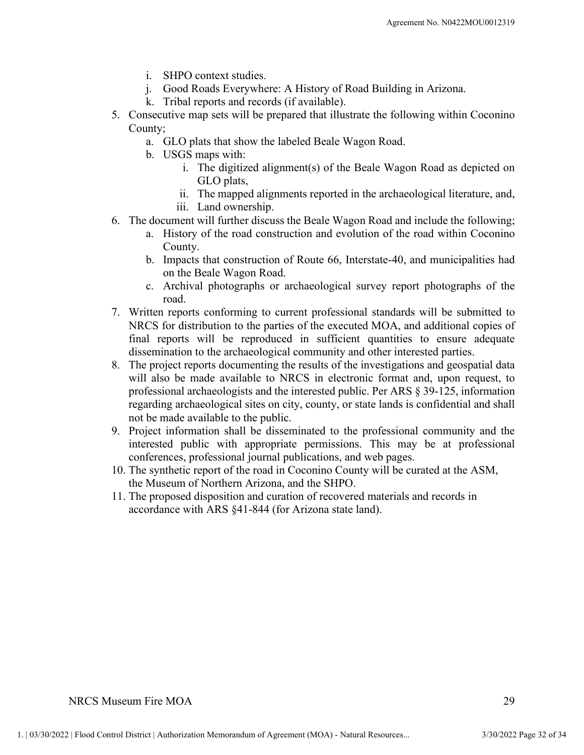i. SHPO context studies.
j. Good Roads Everywhere: A History of Road Building in Arizona.
k. Tribal reports and records (if available).

5. Consecutive map sets will be prepared that illustrate the following within Coconino County;
   a. GLO plats that show the labeled Beale Wagon Road.
   b. USGS maps with:
      i. The digitized alignment(s) of the Beale Wagon Road as depicted on GLO plats,
      ii. The mapped alignments reported in the archaeological literature, and,
      iii. Land ownership.
6. The document will further discuss the Beale Wagon Road and include the following;
   a. History of the road construction and evolution of the road within Coconino County.
   b. Impacts that construction of Route 66, Interstate-40, and municipalities had on the Beale Wagon Road.
   c. Archival photographs or archaeological survey report photographs of the road.
7. Written reports conforming to current professional standards will be submitted to NRCS for distribution to the parties of the executed MOA, and additional copies of final reports will be reproduced in sufficient quantities to ensure adequate dissemination to the archaeological community and other interested parties.
8. The project reports documenting the results of the investigations and geospatial data will also be made available to NRCS in electronic format and, upon request, to professional archaeologists and the interested public. Per ARS § 39-125, information regarding archaeological sites on city, county, or state lands is confidential and shall not be made available to the public.
9. Project information shall be disseminated to the professional community and the interested public with appropriate permissions. This may be at professional conferences, professional journal publications, and web pages.
10. The synthetic report of the road in Coconino County will be curated at the ASM, the Museum of Northern Arizona, and the SHPO.
11. The proposed disposition and curation of recovered materials and records in accordance with ARS §41-844 (for Arizona state land).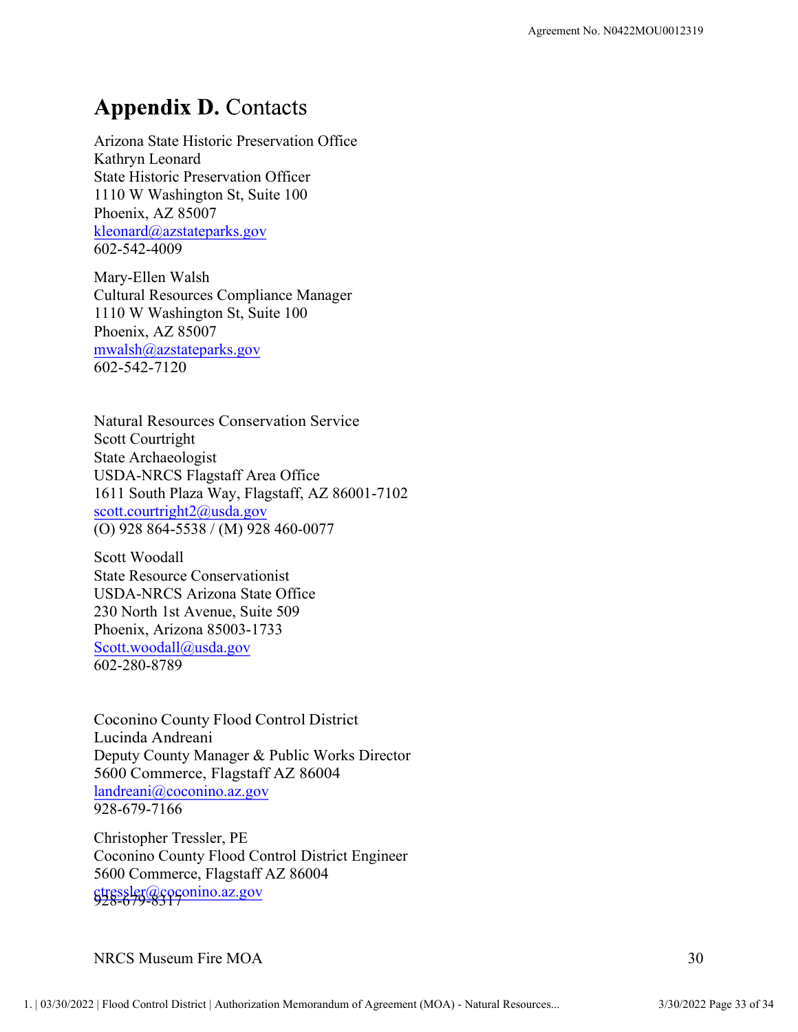# **Appendix D.** Contacts

Arizona State Historic Preservation Office
Kathryn Leonard
State Historic Preservation Officer
1110 W Washington St, Suite 100
Phoenix, AZ 85007
kleonard@azstateparks.gov
602-542-4009

Mary-Ellen Walsh
Cultural Resources Compliance Manager
1110 W Washington St, Suite 100
Phoenix, AZ 85007
mwalsh@azstateparks.gov
602-542-7120

Natural Resources Conservation Service
Scott Courtright
State Archaeologist
USDA-NRCS Flagstaff Area Office
1611 South Plaza Way, Flagstaff, AZ 86001-7102
scott.courtright2@usda.gov
(O) 928 864-5538 / (M) 928 460-0077

Scott Woodall
State Resource Conservationist
USDA-NRCS Arizona State Office
230 North 1st Avenue, Suite 509
Phoenix, Arizona 85003-1733
Scott.woodall@usda.gov
602-280-8789

Coconino County Flood Control District
Lucinda Andreani
Deputy County Manager & Public Works Director
5600 Commerce, Flagstaff AZ 86004
landreani@coconino.az.gov
928-679-7166

Christopher Tressler, PE
Coconino County Flood Control District Engineer
5600 Commerce, Flagstaff AZ 86004
ctressler@coconino.az.gov
928-679-8317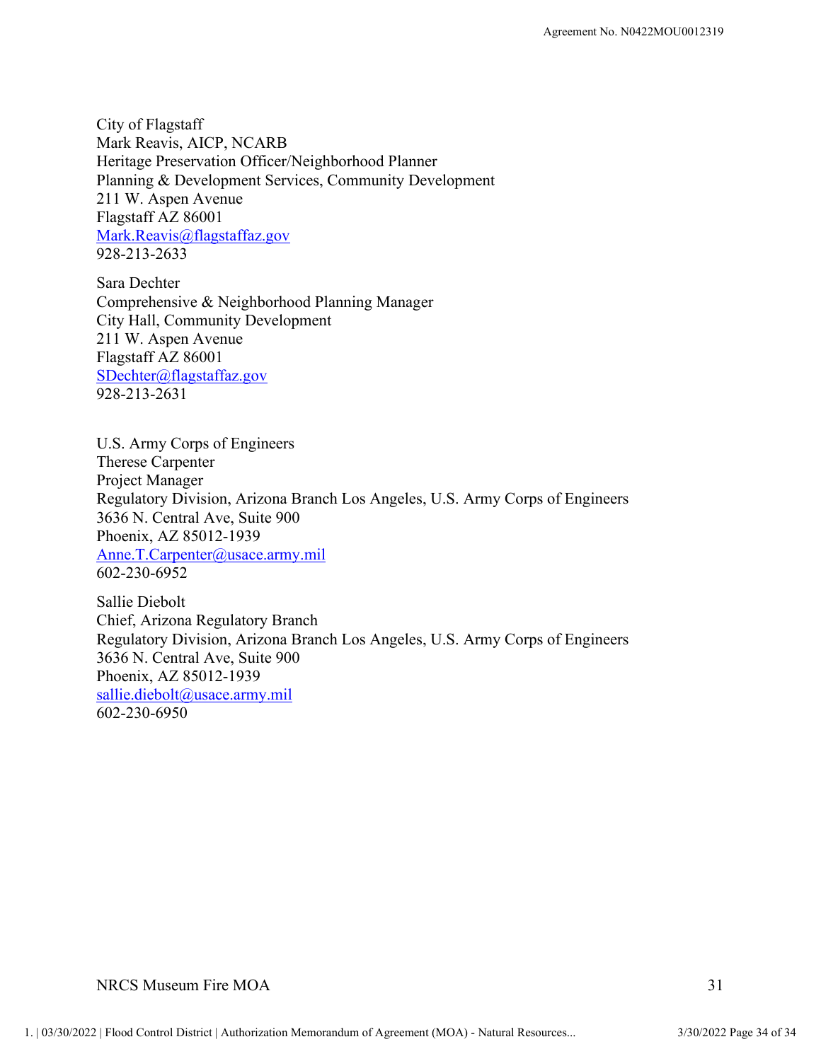City of Flagstaff
Mark Reavis, AICP, NCARB
Heritage Preservation Officer/Neighborhood Planner
Planning & Development Services, Community Development
211 W. Aspen Avenue
Flagstaff AZ 86001
Mark.Reavis@flagstaffaz.gov
928-213-2633

Sara Dechter
Comprehensive & Neighborhood Planning Manager
City Hall, Community Development
211 W. Aspen Avenue
Flagstaff AZ 86001
SDechter@flagstaffaz.gov
928-213-2631

U.S. Army Corps of Engineers
Therese Carpenter
Project Manager
Regulatory Division, Arizona Branch Los Angeles, U.S. Army Corps of Engineers
3636 N. Central Ave, Suite 900
Phoenix, AZ 85012-1939
Anne.T.Carpenter@usace.army.mil
602-230-6952

Sallie Diebolt
Chief, Arizona Regulatory Branch
Regulatory Division, Arizona Branch Los Angeles, U.S. Army Corps of Engineers
3636 N. Central Ave, Suite 900
Phoenix, AZ 85012-1939
sallie.diebolt@usace.army.mil
602-230-6950